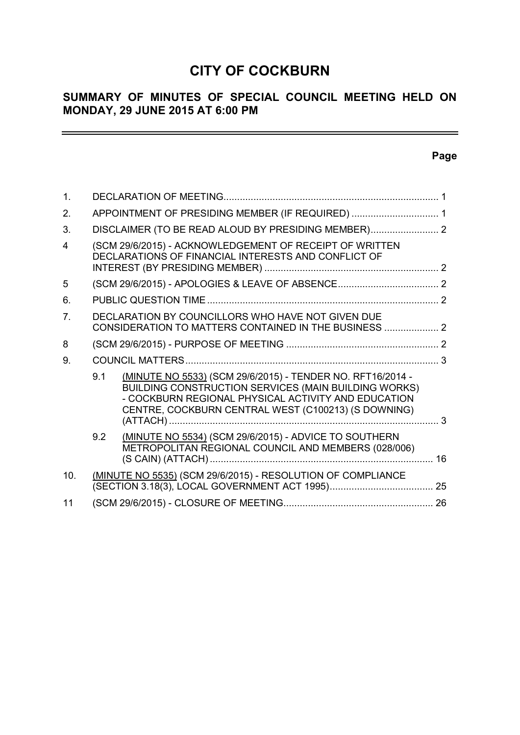# CITY OF COCKBURN

## SUMMARY OF MINUTES OF SPECIAL COUNCIL MEETING HELD ON MONDAY, 29 JUNE 2015 AT 6:00 PM

**Page**

| | | | Page |
|---|---|---|---|
| 1. | DECLARATION OF MEETING | | 1 |
| 2. | APPOINTMENT OF PRESIDING MEMBER (IF REQUIRED) | | 1 |
| 3. | DISCLAIMER (TO BE READ ALOUD BY PRESIDING MEMBER) | | 2 |
| 4 | (SCM 29/6/2015) - ACKNOWLEDGEMENT OF RECEIPT OF WRITTEN DECLARATIONS OF FINANCIAL INTERESTS AND CONFLICT OF INTEREST (BY PRESIDING MEMBER) | | 2 |
| 5 | (SCM 29/6/2015) - APOLOGIES & LEAVE OF ABSENCE | | 2 |
| 6. | PUBLIC QUESTION TIME | | 2 |
| 7. | DECLARATION BY COUNCILLORS WHO HAVE NOT GIVEN DUE CONSIDERATION TO MATTERS CONTAINED IN THE BUSINESS | | 2 |
| 8 | (SCM 29/6/2015) - PURPOSE OF MEETING | | 2 |
| 9. | COUNCIL MATTERS | | 3 |
| | 9.1 | (MINUTE NO 5533) (SCM 29/6/2015) - TENDER NO. RFT16/2014 - BUILDING CONSTRUCTION SERVICES (MAIN BUILDING WORKS) - COCKBURN REGIONAL PHYSICAL ACTIVITY AND EDUCATION CENTRE, COCKBURN CENTRAL WEST (C100213) (S DOWNING) (ATTACH) | 3 |
| | 9.2 | (MINUTE NO 5534) (SCM 29/6/2015) - ADVICE TO SOUTHERN METROPOLITAN REGIONAL COUNCIL AND MEMBERS (028/006) (S CAIN) (ATTACH) | 16 |
| 10. | (MINUTE NO 5535) (SCM 29/6/2015) - RESOLUTION OF COMPLIANCE (SECTION 3.18(3), LOCAL GOVERNMENT ACT 1995) | | 25 |
| 11 | (SCM 29/6/2015) - CLOSURE OF MEETING | | 26 |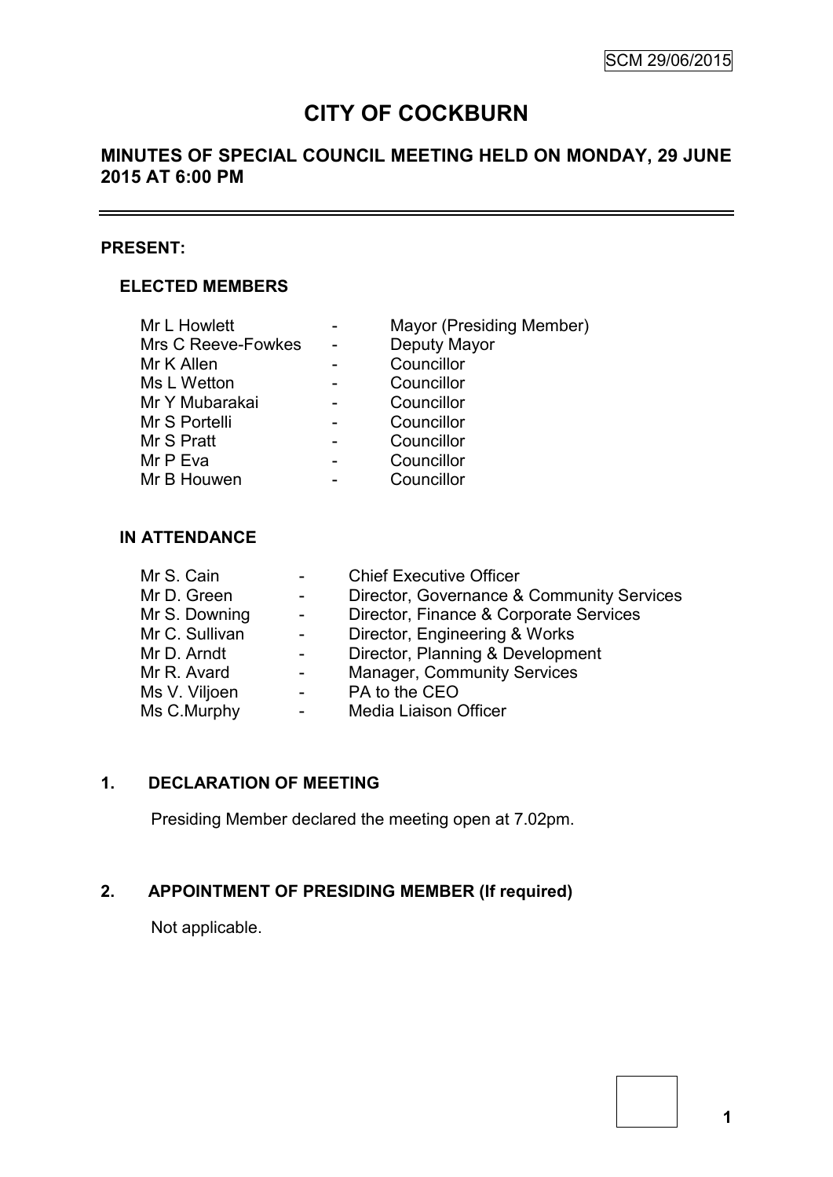# CITY OF COCKBURN

## MINUTES OF SPECIAL COUNCIL MEETING HELD ON MONDAY, 29 JUNE 2015 AT 6:00 PM

### PRESENT:

#### ELECTED MEMBERS

| | | |
|---|---|---|
| Mr L Howlett | - | Mayor (Presiding Member) |
| Mrs C Reeve-Fowkes | - | Deputy Mayor |
| Mr K Allen | - | Councillor |
| Ms L Wetton | - | Councillor |
| Mr Y Mubarakai | - | Councillor |
| Mr S Portelli | - | Councillor |
| Mr S Pratt | - | Councillor |
| Mr P Eva | - | Councillor |
| Mr B Houwen | - | Councillor |

#### IN ATTENDANCE

| | | |
|---|---|---|
| Mr S. Cain | - | Chief Executive Officer |
| Mr D. Green | - | Director, Governance & Community Services |
| Mr S. Downing | - | Director, Finance & Corporate Services |
| Mr C. Sullivan | - | Director, Engineering & Works |
| Mr D. Arndt | - | Director, Planning & Development |
| Mr R. Avard | - | Manager, Community Services |
| Ms V. Viljoen | - | PA to the CEO |
| Ms C.Murphy | - | Media Liaison Officer |

### 1. DECLARATION OF MEETING

Presiding Member declared the meeting open at 7.02pm.

### 2. APPOINTMENT OF PRESIDING MEMBER (If required)

Not applicable.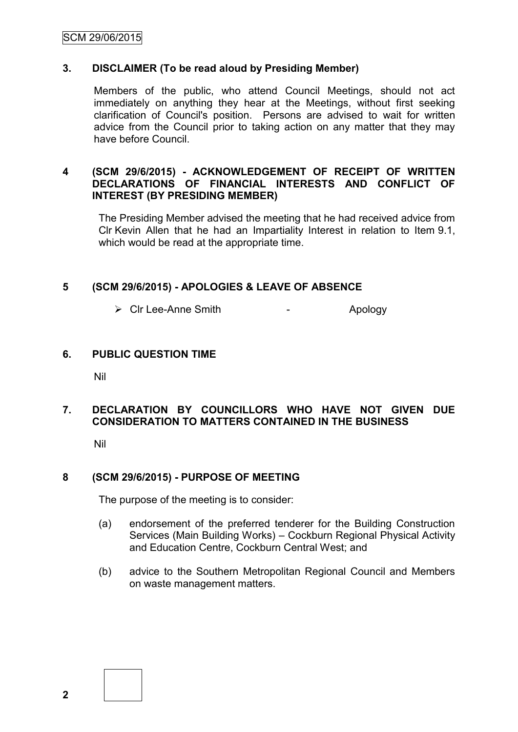## 3. DISCLAIMER (To be read aloud by Presiding Member)

Members of the public, who attend Council Meetings, should not act immediately on anything they hear at the Meetings, without first seeking clarification of Council's position. Persons are advised to wait for written advice from the Council prior to taking action on any matter that they may have before Council.

## 4 (SCM 29/6/2015) - ACKNOWLEDGEMENT OF RECEIPT OF WRITTEN DECLARATIONS OF FINANCIAL INTERESTS AND CONFLICT OF INTEREST (BY PRESIDING MEMBER)

The Presiding Member advised the meeting that he had received advice from Clr Kevin Allen that he had an Impartiality Interest in relation to Item 9.1, which would be read at the appropriate time.

## 5 (SCM 29/6/2015) - APOLOGIES & LEAVE OF ABSENCE

- Clr Lee-Anne Smith - Apology

## 6. PUBLIC QUESTION TIME

Nil

## 7. DECLARATION BY COUNCILLORS WHO HAVE NOT GIVEN DUE CONSIDERATION TO MATTERS CONTAINED IN THE BUSINESS

Nil

## 8 (SCM 29/6/2015) - PURPOSE OF MEETING

The purpose of the meeting is to consider:

(a) endorsement of the preferred tenderer for the Building Construction Services (Main Building Works) – Cockburn Regional Physical Activity and Education Centre, Cockburn Central West; and

(b) advice to the Southern Metropolitan Regional Council and Members on waste management matters.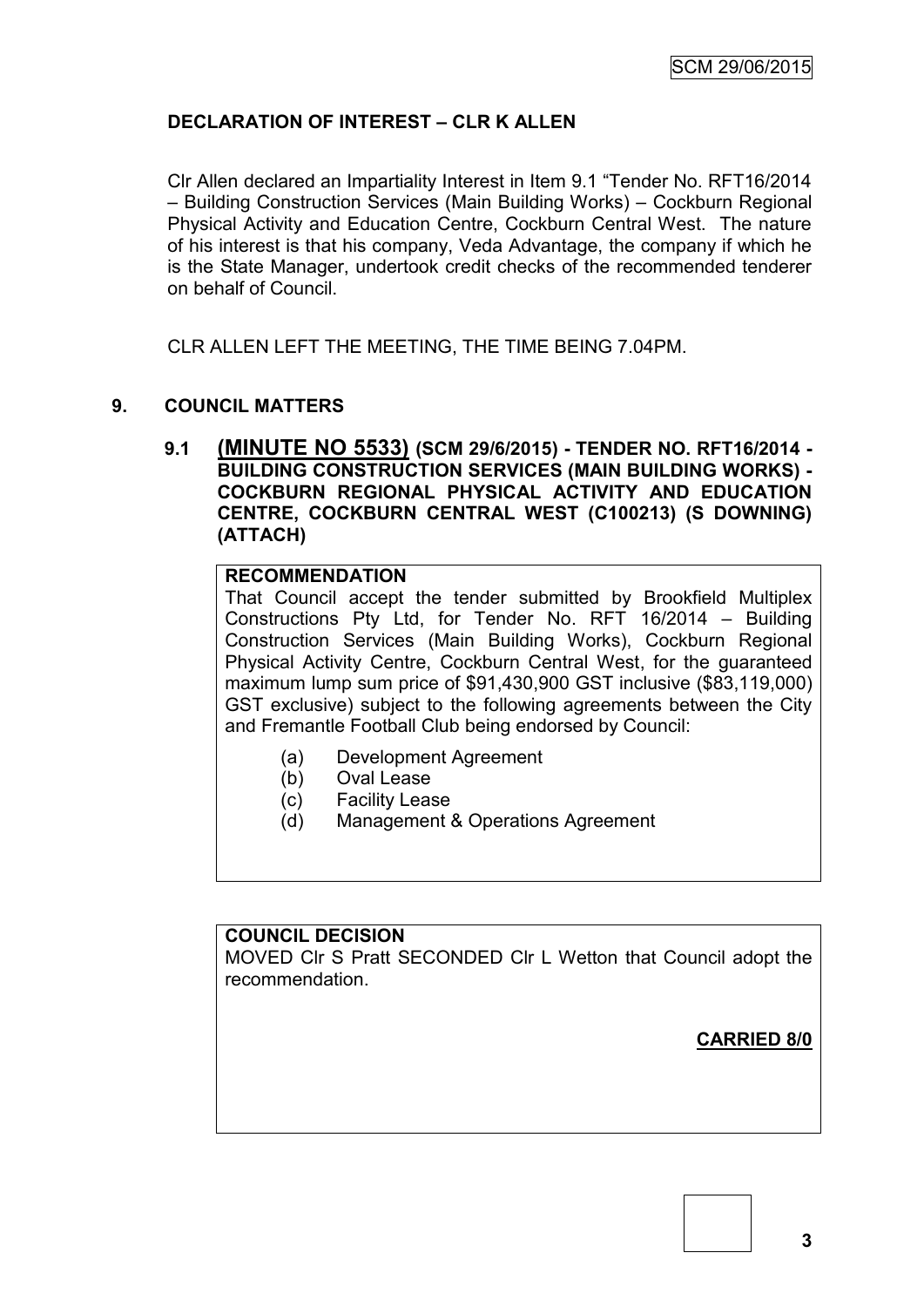**DECLARATION OF INTEREST – CLR K ALLEN**

Clr Allen declared an Impartiality Interest in Item 9.1 "Tender No. RFT16/2014 – Building Construction Services (Main Building Works) – Cockburn Regional Physical Activity and Education Centre, Cockburn Central West. The nature of his interest is that his company, Veda Advantage, the company if which he is the State Manager, undertook credit checks of the recommended tenderer on behalf of Council.

CLR ALLEN LEFT THE MEETING, THE TIME BEING 7.04PM.

## 9. COUNCIL MATTERS

### 9.1 (MINUTE NO 5533) (SCM 29/6/2015) - TENDER NO. RFT16/2014 - BUILDING CONSTRUCTION SERVICES (MAIN BUILDING WORKS) - COCKBURN REGIONAL PHYSICAL ACTIVITY AND EDUCATION CENTRE, COCKBURN CENTRAL WEST (C100213) (S DOWNING) (ATTACH)

**RECOMMENDATION**

That Council accept the tender submitted by Brookfield Multiplex Constructions Pty Ltd, for Tender No. RFT 16/2014 – Building Construction Services (Main Building Works), Cockburn Regional Physical Activity Centre, Cockburn Central West, for the guaranteed maximum lump sum price of $91,430,900 GST inclusive ($83,119,000) GST exclusive) subject to the following agreements between the City and Fremantle Football Club being endorsed by Council:

(a) Development Agreement
(b) Oval Lease
(c) Facility Lease
(d) Management & Operations Agreement

**COUNCIL DECISION**

MOVED Clr S Pratt SECONDED Clr L Wetton that Council adopt the recommendation.

**CARRIED 8/0**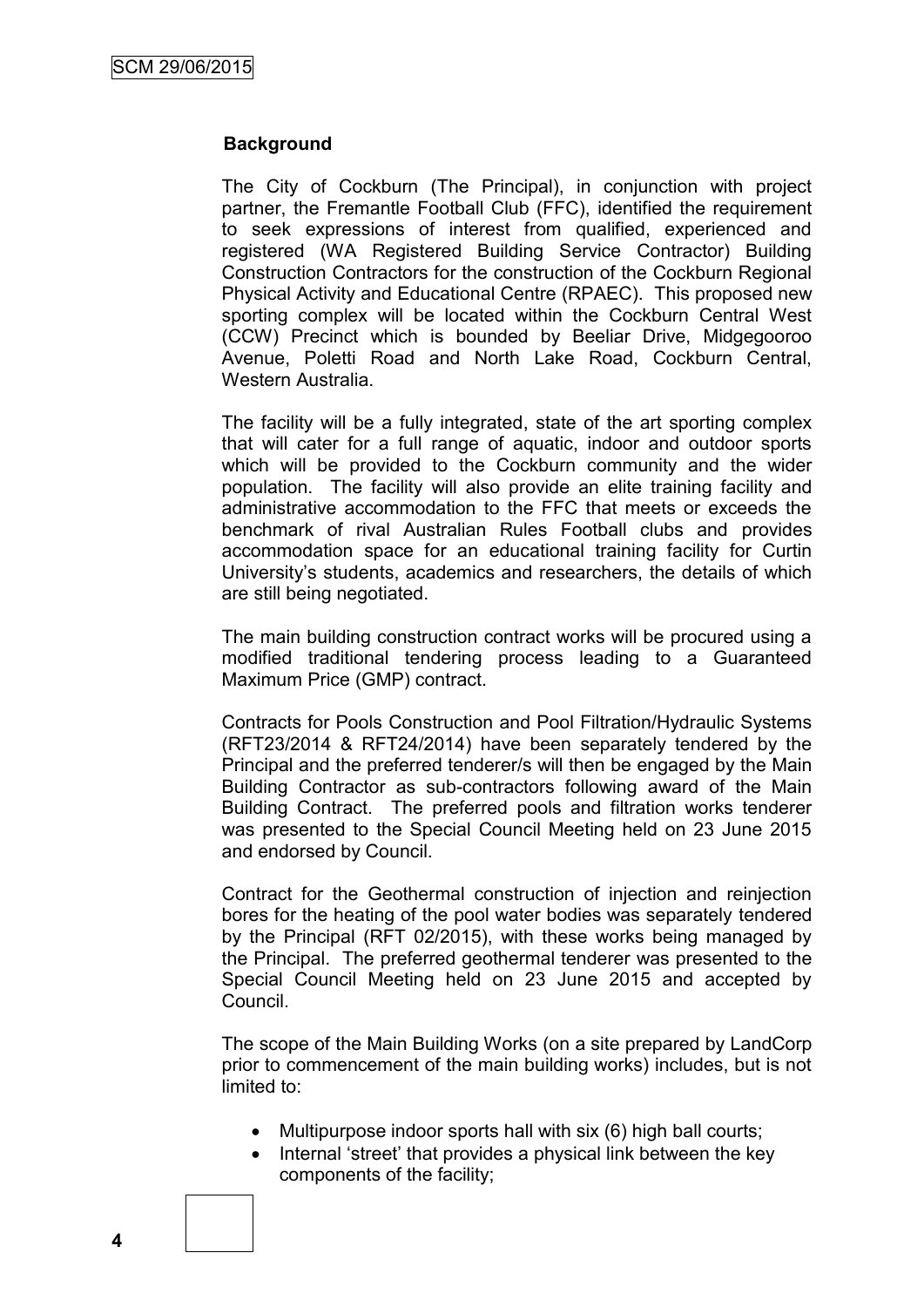## Background

The City of Cockburn (The Principal), in conjunction with project partner, the Fremantle Football Club (FFC), identified the requirement to seek expressions of interest from qualified, experienced and registered (WA Registered Building Service Contractor) Building Construction Contractors for the construction of the Cockburn Regional Physical Activity and Educational Centre (RPAEC). This proposed new sporting complex will be located within the Cockburn Central West (CCW) Precinct which is bounded by Beeliar Drive, Midgegooroo Avenue, Poletti Road and North Lake Road, Cockburn Central, Western Australia.

The facility will be a fully integrated, state of the art sporting complex that will cater for a full range of aquatic, indoor and outdoor sports which will be provided to the Cockburn community and the wider population. The facility will also provide an elite training facility and administrative accommodation to the FFC that meets or exceeds the benchmark of rival Australian Rules Football clubs and provides accommodation space for an educational training facility for Curtin University's students, academics and researchers, the details of which are still being negotiated.

The main building construction contract works will be procured using a modified traditional tendering process leading to a Guaranteed Maximum Price (GMP) contract.

Contracts for Pools Construction and Pool Filtration/Hydraulic Systems (RFT23/2014 & RFT24/2014) have been separately tendered by the Principal and the preferred tenderer/s will then be engaged by the Main Building Contractor as sub-contractors following award of the Main Building Contract. The preferred pools and filtration works tenderer was presented to the Special Council Meeting held on 23 June 2015 and endorsed by Council.

Contract for the Geothermal construction of injection and reinjection bores for the heating of the pool water bodies was separately tendered by the Principal (RFT 02/2015), with these works being managed by the Principal. The preferred geothermal tenderer was presented to the Special Council Meeting held on 23 June 2015 and accepted by Council.

The scope of the Main Building Works (on a site prepared by LandCorp prior to commencement of the main building works) includes, but is not limited to:

- Multipurpose indoor sports hall with six (6) high ball courts;
- Internal 'street' that provides a physical link between the key components of the facility;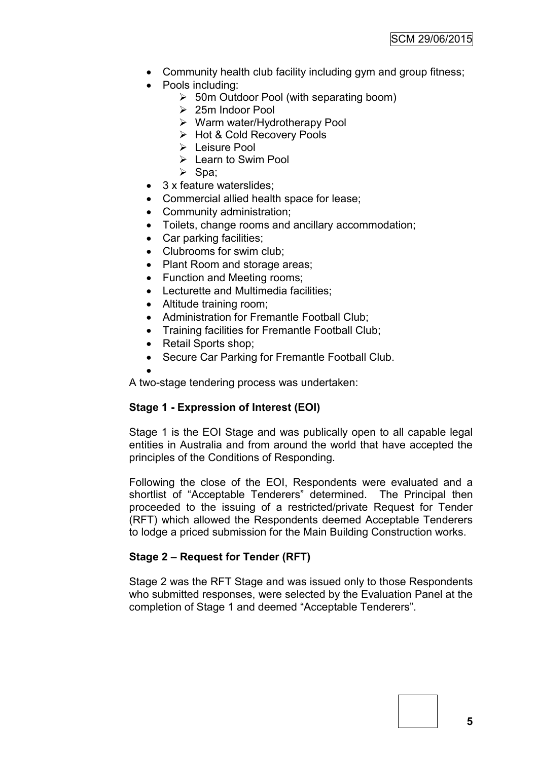- Community health club facility including gym and group fitness;
- Pools including:
  - 50m Outdoor Pool (with separating boom)
  - 25m Indoor Pool
  - Warm water/Hydrotherapy Pool
  - Hot & Cold Recovery Pools
  - Leisure Pool
  - Learn to Swim Pool
  - Spa;
- 3 x feature waterslides;
- Commercial allied health space for lease;
- Community administration;
- Toilets, change rooms and ancillary accommodation;
- Car parking facilities;
- Clubrooms for swim club;
- Plant Room and storage areas;
- Function and Meeting rooms;
- Lecturette and Multimedia facilities;
- Altitude training room;
- Administration for Fremantle Football Club;
- Training facilities for Fremantle Football Club;
- Retail Sports shop;
- Secure Car Parking for Fremantle Football Club.

A two-stage tendering process was undertaken:

**Stage 1 - Expression of Interest (EOI)**

Stage 1 is the EOI Stage and was publically open to all capable legal entities in Australia and from around the world that have accepted the principles of the Conditions of Responding.

Following the close of the EOI, Respondents were evaluated and a shortlist of "Acceptable Tenderers" determined. The Principal then proceeded to the issuing of a restricted/private Request for Tender (RFT) which allowed the Respondents deemed Acceptable Tenderers to lodge a priced submission for the Main Building Construction works.

**Stage 2 – Request for Tender (RFT)**

Stage 2 was the RFT Stage and was issued only to those Respondents who submitted responses, were selected by the Evaluation Panel at the completion of Stage 1 and deemed "Acceptable Tenderers".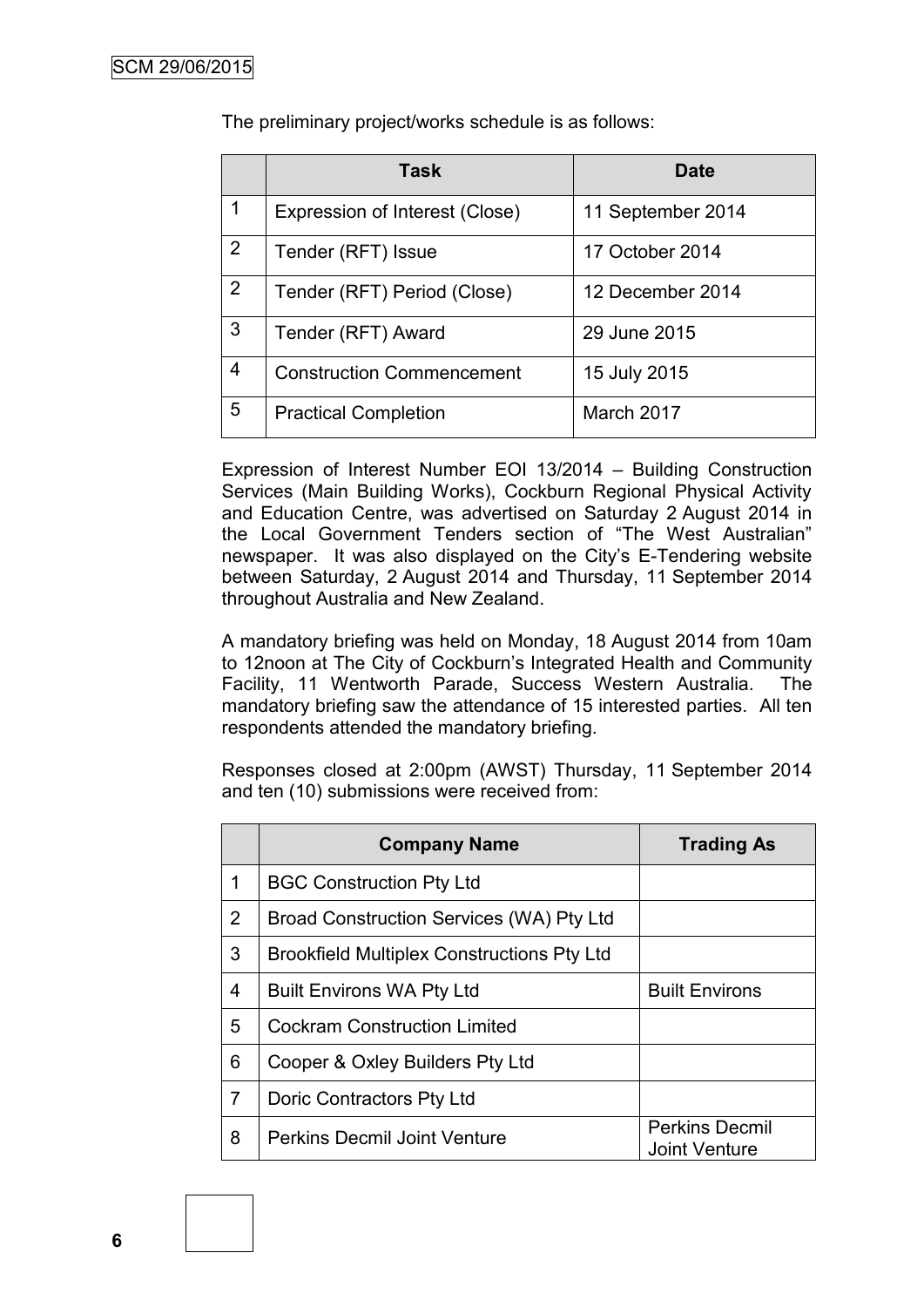The preliminary project/works schedule is as follows:

| | Task | Date |
|---|---|---|
| 1 | Expression of Interest (Close) | 11 September 2014 |
| 2 | Tender (RFT) Issue | 17 October 2014 |
| 2 | Tender (RFT) Period (Close) | 12 December 2014 |
| 3 | Tender (RFT) Award | 29 June 2015 |
| 4 | Construction Commencement | 15 July 2015 |
| 5 | Practical Completion | March 2017 |

Expression of Interest Number EOI 13/2014 – Building Construction Services (Main Building Works), Cockburn Regional Physical Activity and Education Centre, was advertised on Saturday 2 August 2014 in the Local Government Tenders section of "The West Australian" newspaper. It was also displayed on the City's E-Tendering website between Saturday, 2 August 2014 and Thursday, 11 September 2014 throughout Australia and New Zealand.

A mandatory briefing was held on Monday, 18 August 2014 from 10am to 12noon at The City of Cockburn's Integrated Health and Community Facility, 11 Wentworth Parade, Success Western Australia. The mandatory briefing saw the attendance of 15 interested parties. All ten respondents attended the mandatory briefing.

Responses closed at 2:00pm (AWST) Thursday, 11 September 2014 and ten (10) submissions were received from:

| | Company Name | Trading As |
|---|---|---|
| 1 | BGC Construction Pty Ltd | |
| 2 | Broad Construction Services (WA) Pty Ltd | |
| 3 | Brookfield Multiplex Constructions Pty Ltd | |
| 4 | Built Environs WA Pty Ltd | Built Environs |
| 5 | Cockram Construction Limited | |
| 6 | Cooper & Oxley Builders Pty Ltd | |
| 7 | Doric Contractors Pty Ltd | |
| 8 | Perkins Decmil Joint Venture | Perkins Decmil Joint Venture |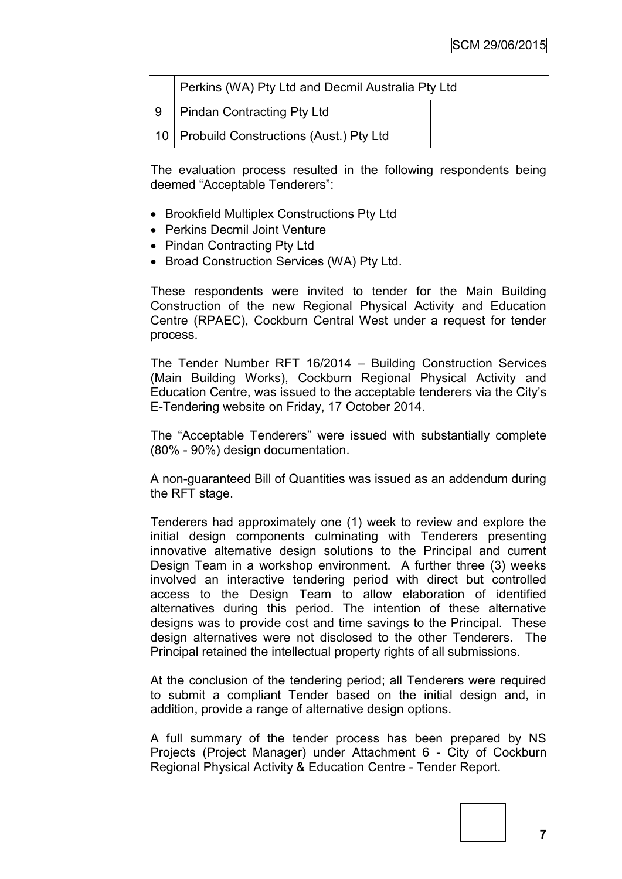|  | Perkins (WA) Pty Ltd and Decmil Australia Pty Ltd |  |
|---|---|---|
| 9 | Pindan Contracting Pty Ltd |  |
| 10 | Probuild Constructions (Aust.) Pty Ltd |  |

The evaluation process resulted in the following respondents being deemed "Acceptable Tenderers":

- Brookfield Multiplex Constructions Pty Ltd
- Perkins Decmil Joint Venture
- Pindan Contracting Pty Ltd
- Broad Construction Services (WA) Pty Ltd.

These respondents were invited to tender for the Main Building Construction of the new Regional Physical Activity and Education Centre (RPAEC), Cockburn Central West under a request for tender process.

The Tender Number RFT 16/2014 – Building Construction Services (Main Building Works), Cockburn Regional Physical Activity and Education Centre, was issued to the acceptable tenderers via the City's E-Tendering website on Friday, 17 October 2014.

The "Acceptable Tenderers" were issued with substantially complete (80% - 90%) design documentation.

A non-guaranteed Bill of Quantities was issued as an addendum during the RFT stage.

Tenderers had approximately one (1) week to review and explore the initial design components culminating with Tenderers presenting innovative alternative design solutions to the Principal and current Design Team in a workshop environment. A further three (3) weeks involved an interactive tendering period with direct but controlled access to the Design Team to allow elaboration of identified alternatives during this period. The intention of these alternative designs was to provide cost and time savings to the Principal. These design alternatives were not disclosed to the other Tenderers. The Principal retained the intellectual property rights of all submissions.

At the conclusion of the tendering period; all Tenderers were required to submit a compliant Tender based on the initial design and, in addition, provide a range of alternative design options.

A full summary of the tender process has been prepared by NS Projects (Project Manager) under Attachment 6 - City of Cockburn Regional Physical Activity & Education Centre - Tender Report.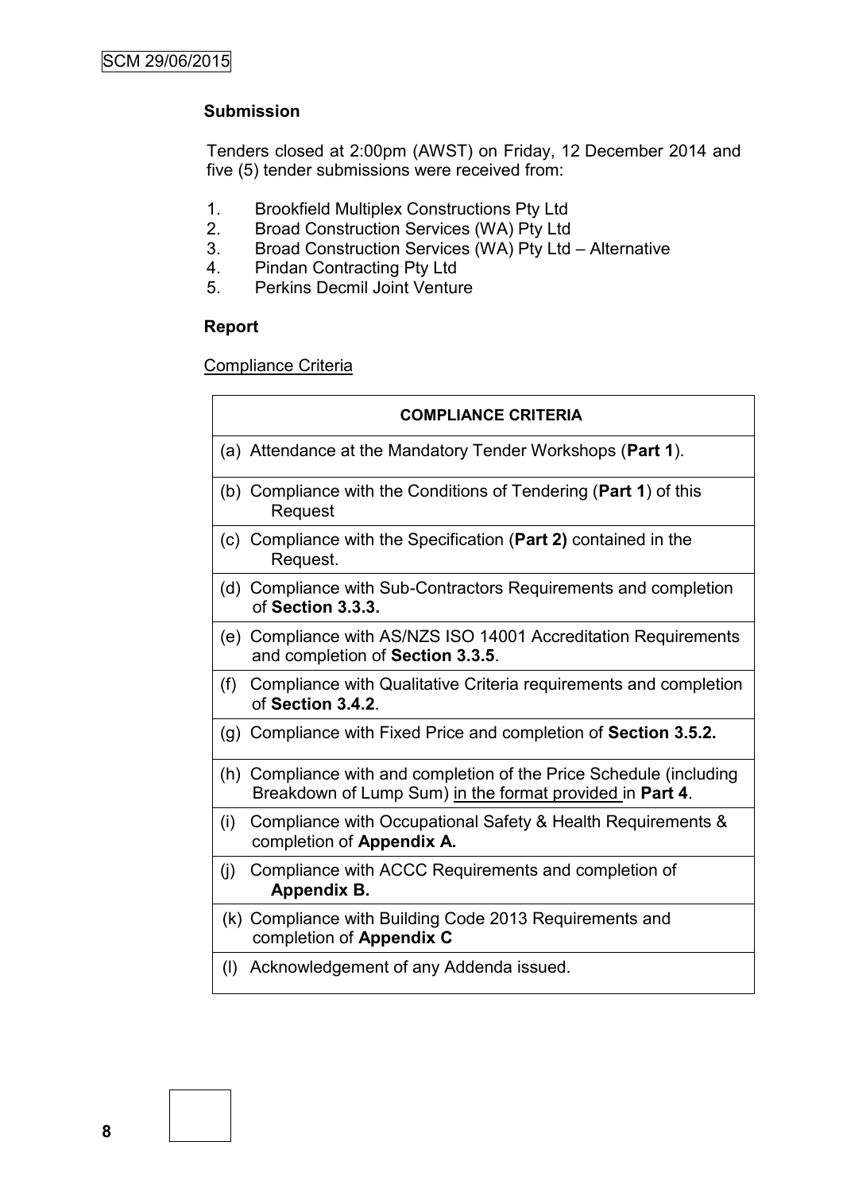**Submission**

Tenders closed at 2:00pm (AWST) on Friday, 12 December 2014 and five (5) tender submissions were received from:

1. Brookfield Multiplex Constructions Pty Ltd
2. Broad Construction Services (WA) Pty Ltd
3. Broad Construction Services (WA) Pty Ltd – Alternative
4. Pindan Contracting Pty Ltd
5. Perkins Decmil Joint Venture

**Report**

Compliance Criteria

| **COMPLIANCE CRITERIA** |
| --- |
| (a) Attendance at the Mandatory Tender Workshops (**Part 1**). |
| (b) Compliance with the Conditions of Tendering (**Part 1**) of this Request |
| (c) Compliance with the Specification (**Part 2)** contained in the Request. |
| (d) Compliance with Sub-Contractors Requirements and completion of **Section 3.3.3.** |
| (e) Compliance with AS/NZS ISO 14001 Accreditation Requirements and completion of **Section 3.3.5**. |
| (f) Compliance with Qualitative Criteria requirements and completion of **Section 3.4.2**. |
| (g) Compliance with Fixed Price and completion of **Section 3.5.2.** |
| (h) Compliance with and completion of the Price Schedule (including Breakdown of Lump Sum) in the format provided in **Part 4**. |
| (i) Compliance with Occupational Safety & Health Requirements & completion of **Appendix A.** |
| (j) Compliance with ACCC Requirements and completion of **Appendix B.** |
| (k) Compliance with Building Code 2013 Requirements and completion of **Appendix C** |
| (l) Acknowledgement of any Addenda issued. |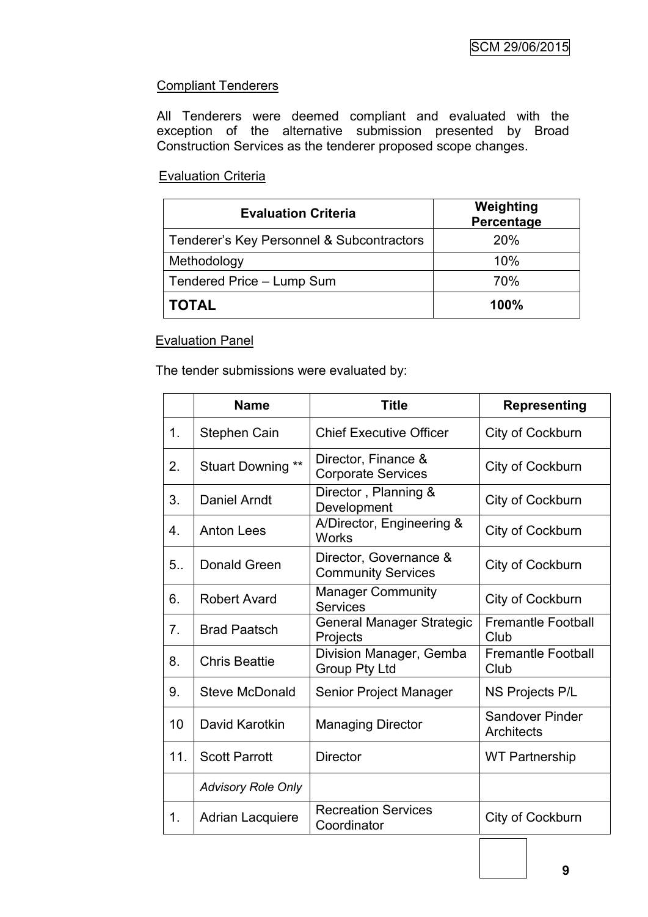## Compliant Tenderers

All Tenderers were deemed compliant and evaluated with the exception of the alternative submission presented by Broad Construction Services as the tenderer proposed scope changes.

## Evaluation Criteria

| Evaluation Criteria | Weighting Percentage |
|---|---|
| Tenderer's Key Personnel & Subcontractors | 20% |
| Methodology | 10% |
| Tendered Price – Lump Sum | 70% |
| **TOTAL** | **100%** |

## Evaluation Panel

The tender submissions were evaluated by:

| | Name | Title | Representing |
|---|---|---|---|
| 1. | Stephen Cain | Chief Executive Officer | City of Cockburn |
| 2. | Stuart Downing ** | Director, Finance & Corporate Services | City of Cockburn |
| 3. | Daniel Arndt | Director , Planning & Development | City of Cockburn |
| 4. | Anton Lees | A/Director, Engineering & Works | City of Cockburn |
| 5.. | Donald Green | Director, Governance & Community Services | City of Cockburn |
| 6. | Robert Avard | Manager Community Services | City of Cockburn |
| 7. | Brad Paatsch | General Manager Strategic Projects | Fremantle Football Club |
| 8. | Chris Beattie | Division Manager, Gemba Group Pty Ltd | Fremantle Football Club |
| 9. | Steve McDonald | Senior Project Manager | NS Projects P/L |
| 10 | David Karotkin | Managing Director | Sandover Pinder Architects |
| 11. | Scott Parrott | Director | WT Partnership |
| | *Advisory Role Only* | | |
| 1. | Adrian Lacquiere | Recreation Services Coordinator | City of Cockburn |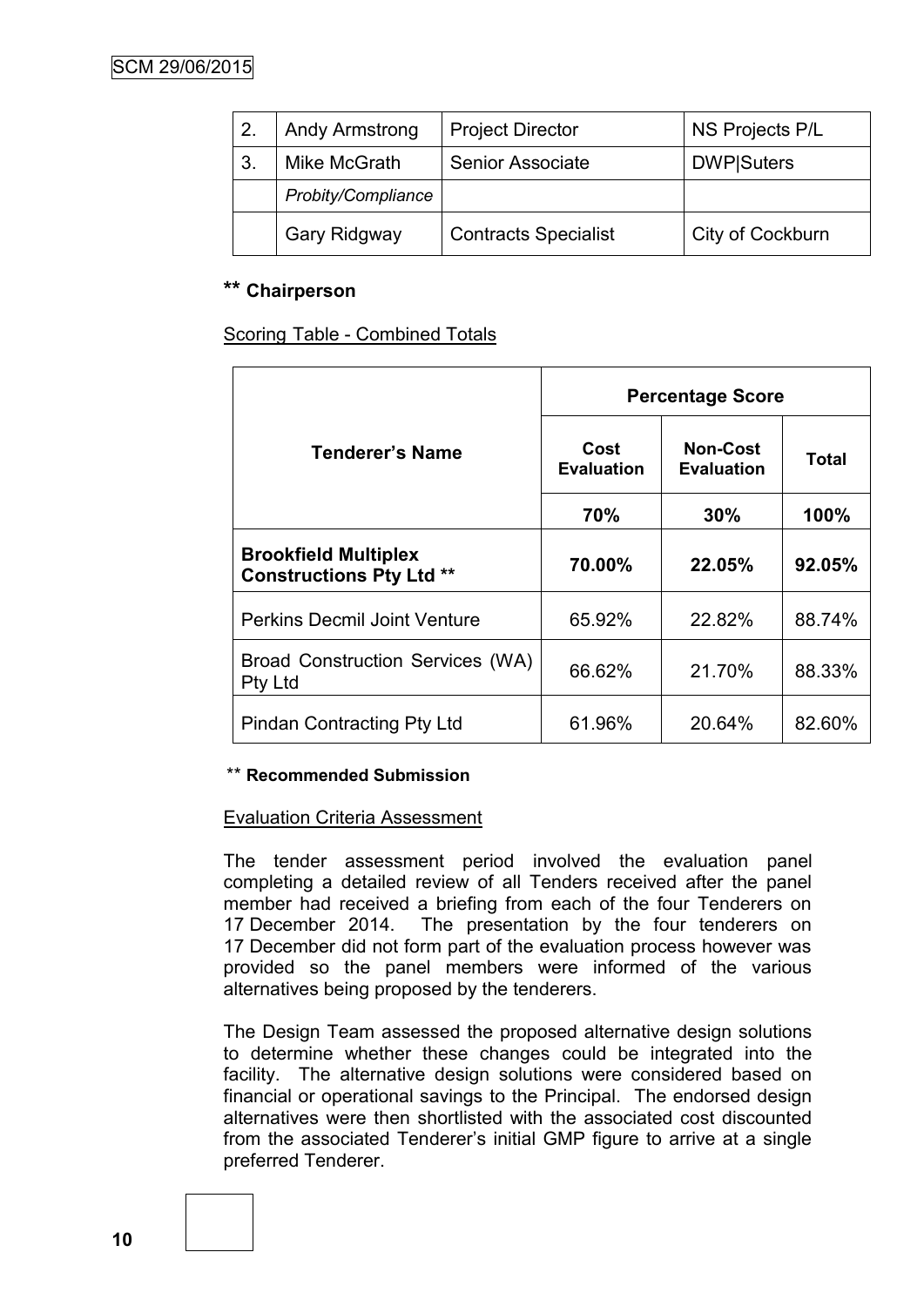| 2. | Andy Armstrong | Project Director | NS Projects P/L |
|---|---|---|---|
| 3. | Mike McGrath | Senior Associate | DWP\|Suters |
| | *Probity/Compliance* | | |
| | Gary Ridgway | Contracts Specialist | City of Cockburn |

**\*\* Chairperson**

Scoring Table - Combined Totals

| Tenderer's Name | Percentage Score | | |
|---|---|---|---|
| | Cost Evaluation | Non-Cost Evaluation | Total |
| | 70% | 30% | 100% |
| **Brookfield Multiplex Constructions Pty Ltd \*\*** | **70.00%** | **22.05%** | **92.05%** |
| Perkins Decmil Joint Venture | 65.92% | 22.82% | 88.74% |
| Broad Construction Services (WA) Pty Ltd | 66.62% | 21.70% | 88.33% |
| Pindan Contracting Pty Ltd | 61.96% | 20.64% | 82.60% |

\*\* **Recommended Submission**

Evaluation Criteria Assessment

The tender assessment period involved the evaluation panel completing a detailed review of all Tenders received after the panel member had received a briefing from each of the four Tenderers on 17 December 2014. The presentation by the four tenderers on 17 December did not form part of the evaluation process however was provided so the panel members were informed of the various alternatives being proposed by the tenderers.

The Design Team assessed the proposed alternative design solutions to determine whether these changes could be integrated into the facility. The alternative design solutions were considered based on financial or operational savings to the Principal. The endorsed design alternatives were then shortlisted with the associated cost discounted from the associated Tenderer's initial GMP figure to arrive at a single preferred Tenderer.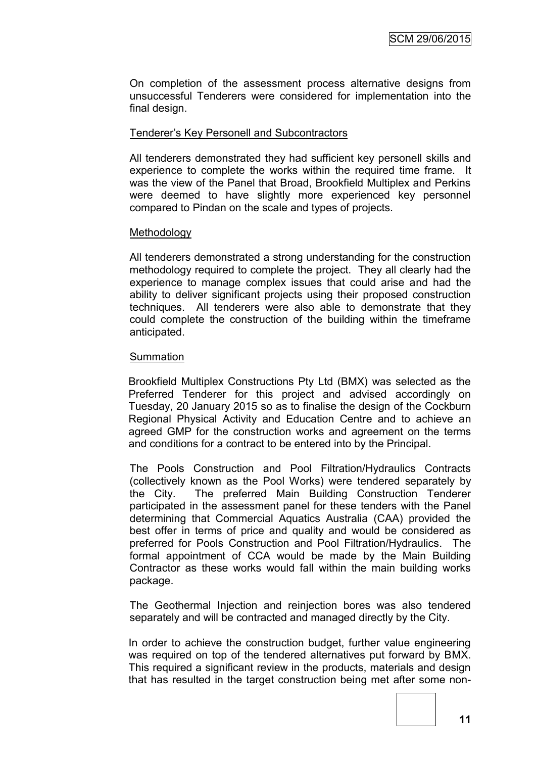On completion of the assessment process alternative designs from unsuccessful Tenderers were considered for implementation into the final design.

Tenderer's Key Personell and Subcontractors

All tenderers demonstrated they had sufficient key personell skills and experience to complete the works within the required time frame. It was the view of the Panel that Broad, Brookfield Multiplex and Perkins were deemed to have slightly more experienced key personnel compared to Pindan on the scale and types of projects.

Methodology

All tenderers demonstrated a strong understanding for the construction methodology required to complete the project. They all clearly had the experience to manage complex issues that could arise and had the ability to deliver significant projects using their proposed construction techniques. All tenderers were also able to demonstrate that they could complete the construction of the building within the timeframe anticipated.

Summation

Brookfield Multiplex Constructions Pty Ltd (BMX) was selected as the Preferred Tenderer for this project and advised accordingly on Tuesday, 20 January 2015 so as to finalise the design of the Cockburn Regional Physical Activity and Education Centre and to achieve an agreed GMP for the construction works and agreement on the terms and conditions for a contract to be entered into by the Principal.

The Pools Construction and Pool Filtration/Hydraulics Contracts (collectively known as the Pool Works) were tendered separately by the City. The preferred Main Building Construction Tenderer participated in the assessment panel for these tenders with the Panel determining that Commercial Aquatics Australia (CAA) provided the best offer in terms of price and quality and would be considered as preferred for Pools Construction and Pool Filtration/Hydraulics. The formal appointment of CCA would be made by the Main Building Contractor as these works would fall within the main building works package.

The Geothermal Injection and reinjection bores was also tendered separately and will be contracted and managed directly by the City.

In order to achieve the construction budget, further value engineering was required on top of the tendered alternatives put forward by BMX. This required a significant review in the products, materials and design that has resulted in the target construction being met after some non-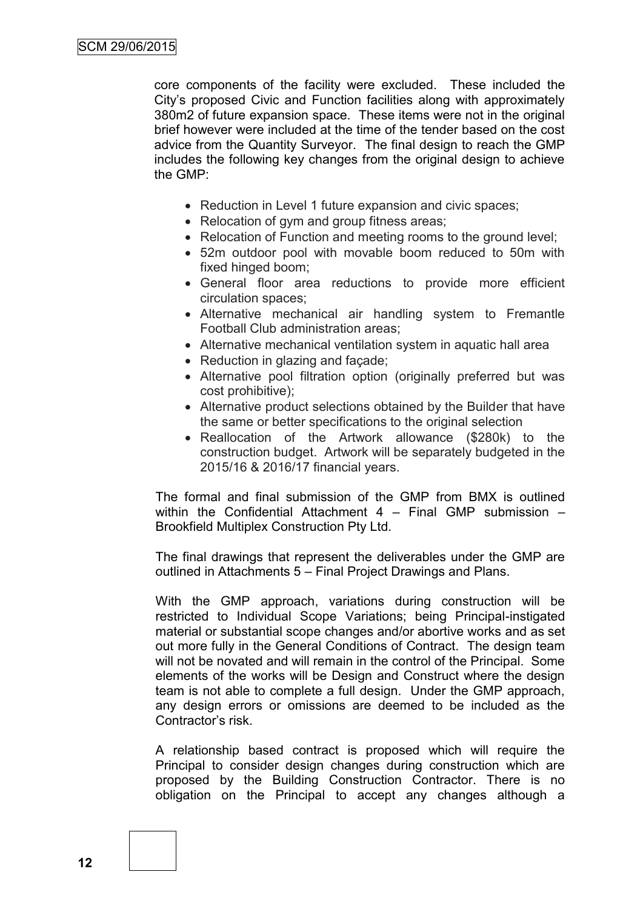core components of the facility were excluded. These included the City's proposed Civic and Function facilities along with approximately 380m2 of future expansion space. These items were not in the original brief however were included at the time of the tender based on the cost advice from the Quantity Surveyor. The final design to reach the GMP includes the following key changes from the original design to achieve the GMP:

- Reduction in Level 1 future expansion and civic spaces;
- Relocation of gym and group fitness areas;
- Relocation of Function and meeting rooms to the ground level;
- 52m outdoor pool with movable boom reduced to 50m with fixed hinged boom;
- General floor area reductions to provide more efficient circulation spaces;
- Alternative mechanical air handling system to Fremantle Football Club administration areas;
- Alternative mechanical ventilation system in aquatic hall area
- Reduction in glazing and façade;
- Alternative pool filtration option (originally preferred but was cost prohibitive);
- Alternative product selections obtained by the Builder that have the same or better specifications to the original selection
- Reallocation of the Artwork allowance ($280k) to the construction budget. Artwork will be separately budgeted in the 2015/16 & 2016/17 financial years.

The formal and final submission of the GMP from BMX is outlined within the Confidential Attachment 4 – Final GMP submission – Brookfield Multiplex Construction Pty Ltd.

The final drawings that represent the deliverables under the GMP are outlined in Attachments 5 – Final Project Drawings and Plans.

With the GMP approach, variations during construction will be restricted to Individual Scope Variations; being Principal-instigated material or substantial scope changes and/or abortive works and as set out more fully in the General Conditions of Contract. The design team will not be novated and will remain in the control of the Principal. Some elements of the works will be Design and Construct where the design team is not able to complete a full design. Under the GMP approach, any design errors or omissions are deemed to be included as the Contractor's risk.

A relationship based contract is proposed which will require the Principal to consider design changes during construction which are proposed by the Building Construction Contractor. There is no obligation on the Principal to accept any changes although a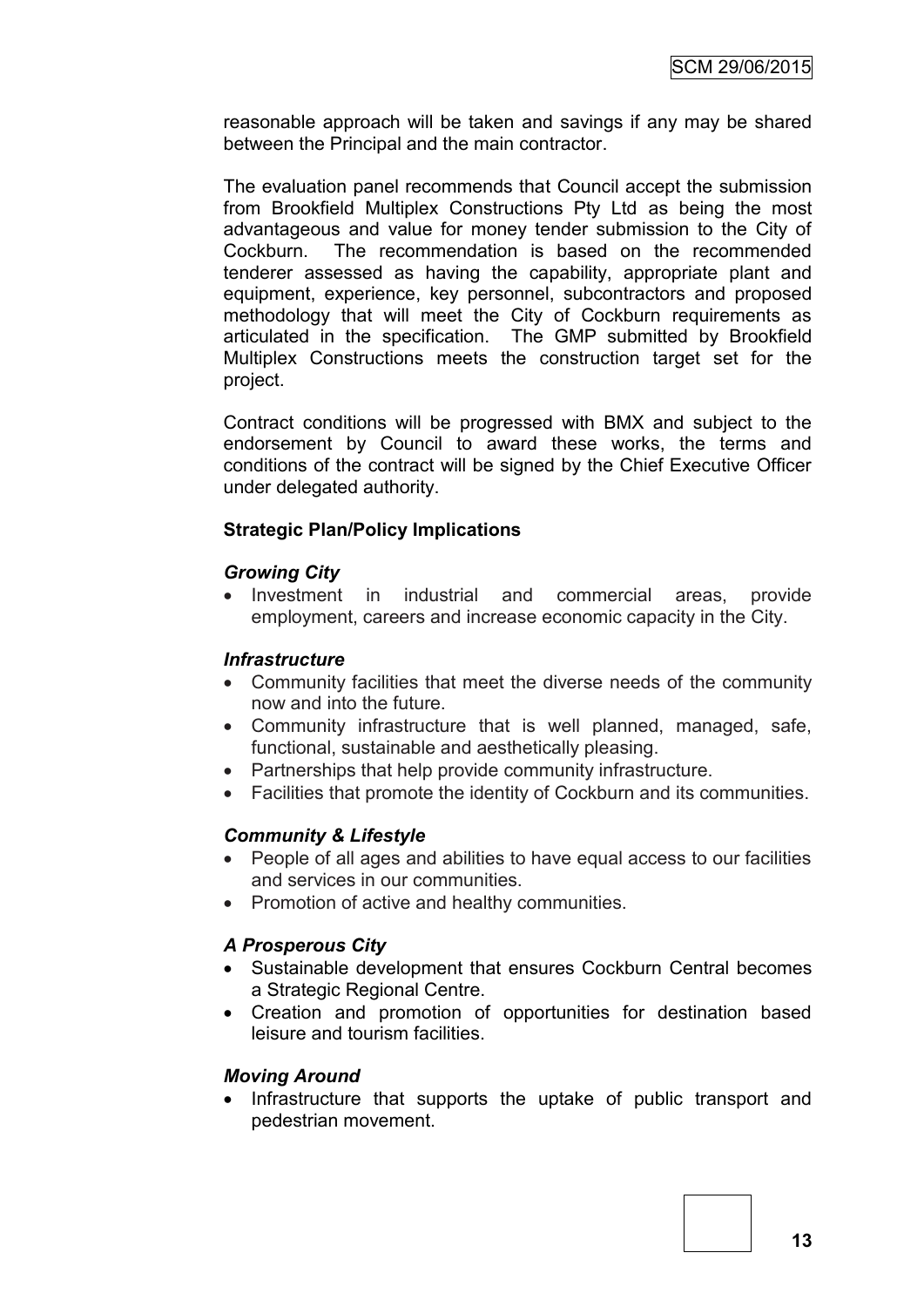reasonable approach will be taken and savings if any may be shared between the Principal and the main contractor.

The evaluation panel recommends that Council accept the submission from Brookfield Multiplex Constructions Pty Ltd as being the most advantageous and value for money tender submission to the City of Cockburn. The recommendation is based on the recommended tenderer assessed as having the capability, appropriate plant and equipment, experience, key personnel, subcontractors and proposed methodology that will meet the City of Cockburn requirements as articulated in the specification. The GMP submitted by Brookfield Multiplex Constructions meets the construction target set for the project.

Contract conditions will be progressed with BMX and subject to the endorsement by Council to award these works, the terms and conditions of the contract will be signed by the Chief Executive Officer under delegated authority.

**Strategic Plan/Policy Implications**

***Growing City***

- Investment in industrial and commercial areas, provide employment, careers and increase economic capacity in the City.

***Infrastructure***

- Community facilities that meet the diverse needs of the community now and into the future.
- Community infrastructure that is well planned, managed, safe, functional, sustainable and aesthetically pleasing.
- Partnerships that help provide community infrastructure.
- Facilities that promote the identity of Cockburn and its communities.

***Community & Lifestyle***

- People of all ages and abilities to have equal access to our facilities and services in our communities.
- Promotion of active and healthy communities.

***A Prosperous City***

- Sustainable development that ensures Cockburn Central becomes a Strategic Regional Centre.
- Creation and promotion of opportunities for destination based leisure and tourism facilities.

***Moving Around***

- Infrastructure that supports the uptake of public transport and pedestrian movement.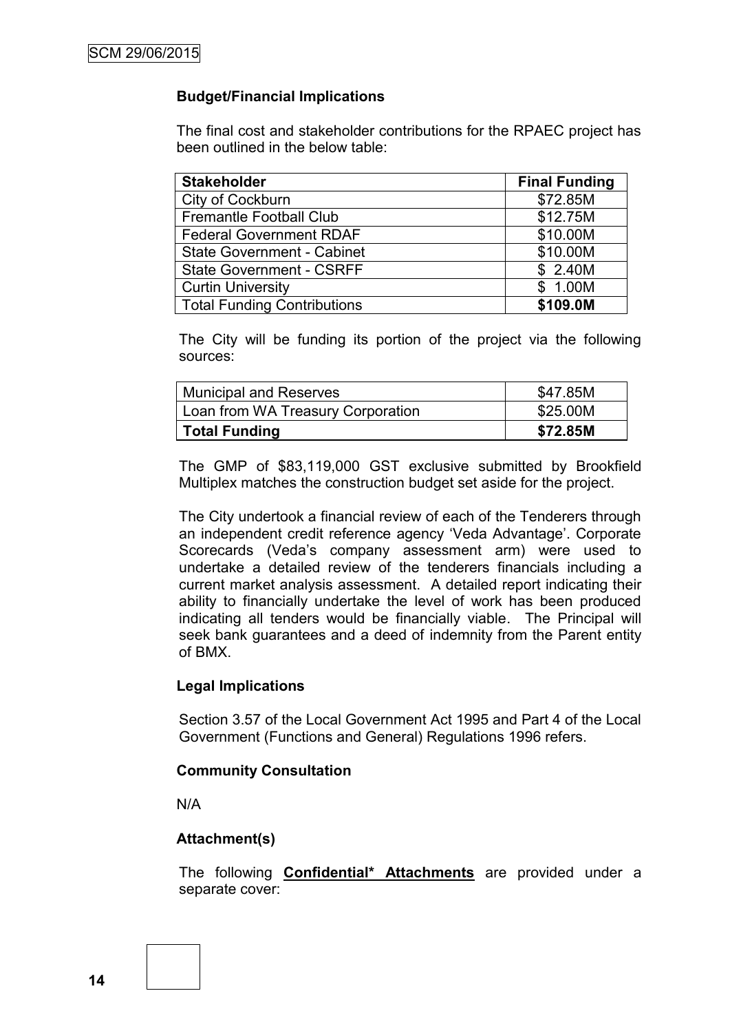### Budget/Financial Implications

The final cost and stakeholder contributions for the RPAEC project has been outlined in the below table:

| Stakeholder | Final Funding |
|---|---|
| City of Cockburn | $72.85M |
| Fremantle Football Club | $12.75M |
| Federal Government RDAF | $10.00M |
| State Government - Cabinet | $10.00M |
| State Government - CSRFF | $ 2.40M |
| Curtin University | $ 1.00M |
| Total Funding Contributions | **$109.0M** |

The City will be funding its portion of the project via the following sources:

| | |
|---|---|
| Municipal and Reserves | $47.85M |
| Loan from WA Treasury Corporation | $25.00M |
| **Total Funding** | **$72.85M** |

The GMP of $83,119,000 GST exclusive submitted by Brookfield Multiplex matches the construction budget set aside for the project.

The City undertook a financial review of each of the Tenderers through an independent credit reference agency 'Veda Advantage'. Corporate Scorecards (Veda's company assessment arm) were used to undertake a detailed review of the tenderers financials including a current market analysis assessment. A detailed report indicating their ability to financially undertake the level of work has been produced indicating all tenders would be financially viable. The Principal will seek bank guarantees and a deed of indemnity from the Parent entity of BMX.

### Legal Implications

Section 3.57 of the Local Government Act 1995 and Part 4 of the Local Government (Functions and General) Regulations 1996 refers.

### Community Consultation

N/A

### Attachment(s)

The following **Confidential* Attachments** are provided under a separate cover: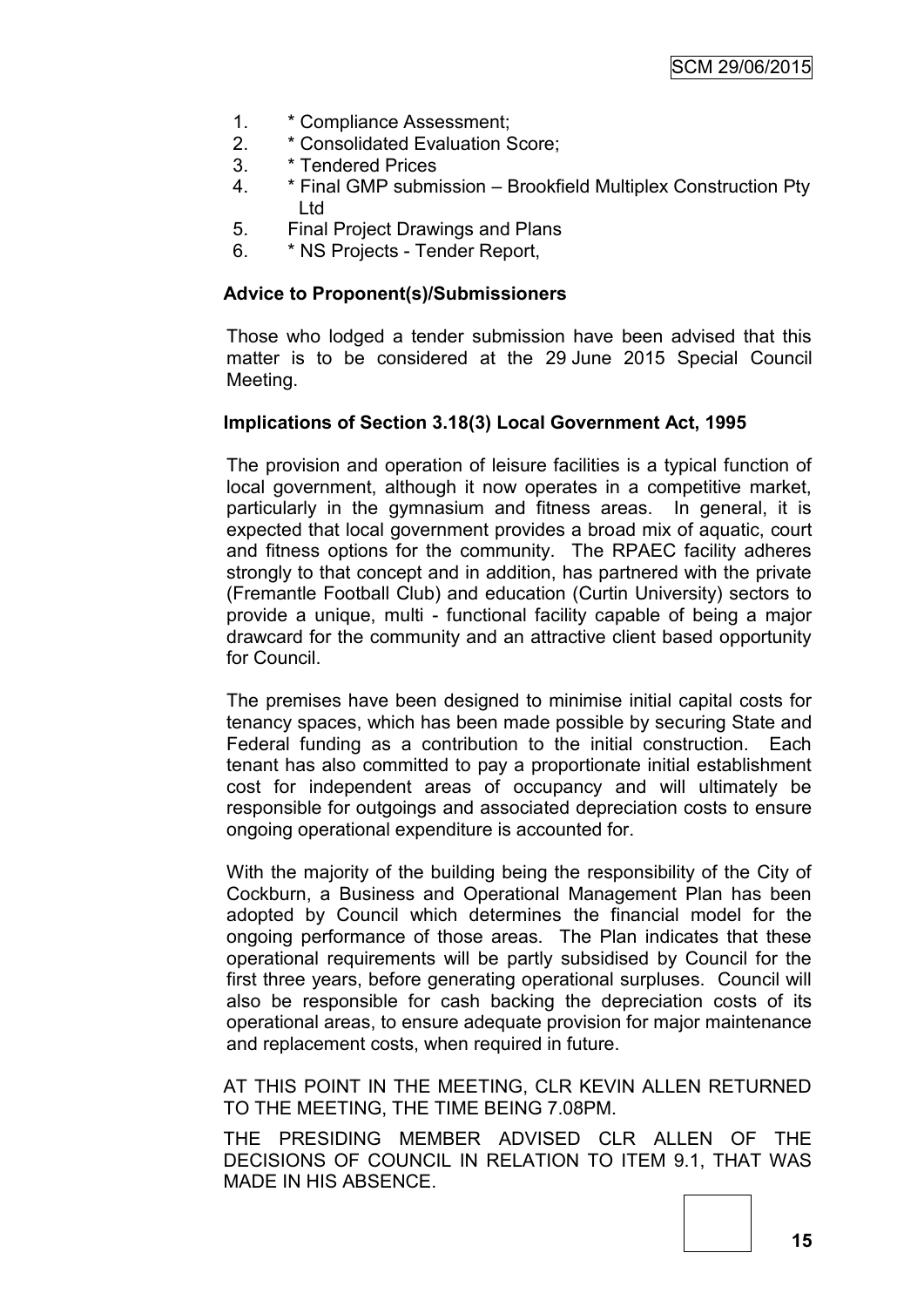1. * Compliance Assessment;
2. * Consolidated Evaluation Score;
3. * Tendered Prices
4. * Final GMP submission – Brookfield Multiplex Construction Pty Ltd
5. Final Project Drawings and Plans
6. * NS Projects - Tender Report,

**Advice to Proponent(s)/Submissioners**

Those who lodged a tender submission have been advised that this matter is to be considered at the 29 June 2015 Special Council Meeting.

**Implications of Section 3.18(3) Local Government Act, 1995**

The provision and operation of leisure facilities is a typical function of local government, although it now operates in a competitive market, particularly in the gymnasium and fitness areas. In general, it is expected that local government provides a broad mix of aquatic, court and fitness options for the community. The RPAEC facility adheres strongly to that concept and in addition, has partnered with the private (Fremantle Football Club) and education (Curtin University) sectors to provide a unique, multi - functional facility capable of being a major drawcard for the community and an attractive client based opportunity for Council.

The premises have been designed to minimise initial capital costs for tenancy spaces, which has been made possible by securing State and Federal funding as a contribution to the initial construction. Each tenant has also committed to pay a proportionate initial establishment cost for independent areas of occupancy and will ultimately be responsible for outgoings and associated depreciation costs to ensure ongoing operational expenditure is accounted for.

With the majority of the building being the responsibility of the City of Cockburn, a Business and Operational Management Plan has been adopted by Council which determines the financial model for the ongoing performance of those areas. The Plan indicates that these operational requirements will be partly subsidised by Council for the first three years, before generating operational surpluses. Council will also be responsible for cash backing the depreciation costs of its operational areas, to ensure adequate provision for major maintenance and replacement costs, when required in future.

AT THIS POINT IN THE MEETING, CLR KEVIN ALLEN RETURNED TO THE MEETING, THE TIME BEING 7.08PM.

THE PRESIDING MEMBER ADVISED CLR ALLEN OF THE DECISIONS OF COUNCIL IN RELATION TO ITEM 9.1, THAT WAS MADE IN HIS ABSENCE.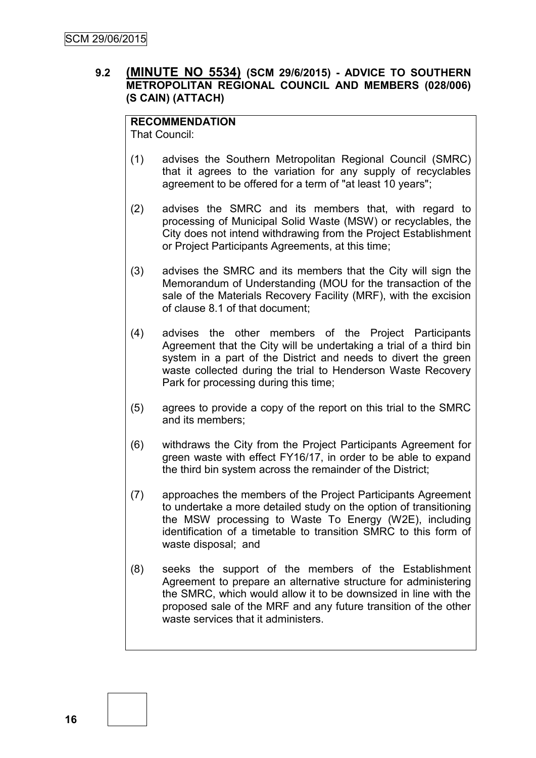## 9.2 (MINUTE NO 5534) (SCM 29/6/2015) - ADVICE TO SOUTHERN METROPOLITAN REGIONAL COUNCIL AND MEMBERS (028/006) (S CAIN) (ATTACH)

**RECOMMENDATION**

That Council:

(1) advises the Southern Metropolitan Regional Council (SMRC) that it agrees to the variation for any supply of recyclables agreement to be offered for a term of "at least 10 years";

(2) advises the SMRC and its members that, with regard to processing of Municipal Solid Waste (MSW) or recyclables, the City does not intend withdrawing from the Project Establishment or Project Participants Agreements, at this time;

(3) advises the SMRC and its members that the City will sign the Memorandum of Understanding (MOU for the transaction of the sale of the Materials Recovery Facility (MRF), with the excision of clause 8.1 of that document;

(4) advises the other members of the Project Participants Agreement that the City will be undertaking a trial of a third bin system in a part of the District and needs to divert the green waste collected during the trial to Henderson Waste Recovery Park for processing during this time;

(5) agrees to provide a copy of the report on this trial to the SMRC and its members;

(6) withdraws the City from the Project Participants Agreement for green waste with effect FY16/17, in order to be able to expand the third bin system across the remainder of the District;

(7) approaches the members of the Project Participants Agreement to undertake a more detailed study on the option of transitioning the MSW processing to Waste To Energy (W2E), including identification of a timetable to transition SMRC to this form of waste disposal; and

(8) seeks the support of the members of the Establishment Agreement to prepare an alternative structure for administering the SMRC, which would allow it to be downsized in line with the proposed sale of the MRF and any future transition of the other waste services that it administers.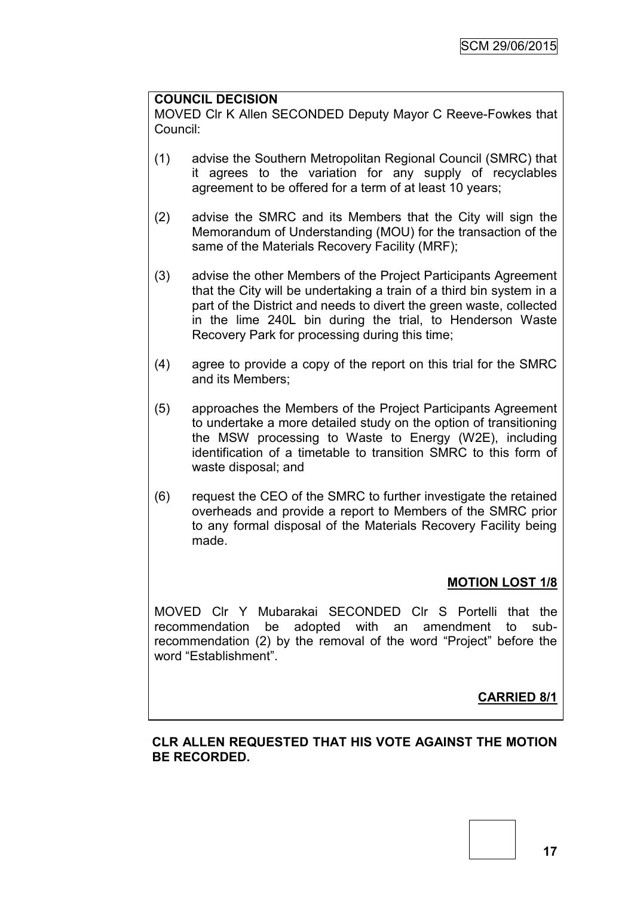**COUNCIL DECISION**

MOVED Clr K Allen SECONDED Deputy Mayor C Reeve-Fowkes that Council:

(1) advise the Southern Metropolitan Regional Council (SMRC) that it agrees to the variation for any supply of recyclables agreement to be offered for a term of at least 10 years;

(2) advise the SMRC and its Members that the City will sign the Memorandum of Understanding (MOU) for the transaction of the same of the Materials Recovery Facility (MRF);

(3) advise the other Members of the Project Participants Agreement that the City will be undertaking a train of a third bin system in a part of the District and needs to divert the green waste, collected in the lime 240L bin during the trial, to Henderson Waste Recovery Park for processing during this time;

(4) agree to provide a copy of the report on this trial for the SMRC and its Members;

(5) approaches the Members of the Project Participants Agreement to undertake a more detailed study on the option of transitioning the MSW processing to Waste to Energy (W2E), including identification of a timetable to transition SMRC to this form of waste disposal; and

(6) request the CEO of the SMRC to further investigate the retained overheads and provide a report to Members of the SMRC prior to any formal disposal of the Materials Recovery Facility being made.

**MOTION LOST 1/8**

MOVED Clr Y Mubarakai SECONDED Clr S Portelli that the recommendation be adopted with an amendment to sub-recommendation (2) by the removal of the word "Project" before the word "Establishment".

**CARRIED 8/1**

**CLR ALLEN REQUESTED THAT HIS VOTE AGAINST THE MOTION BE RECORDED.**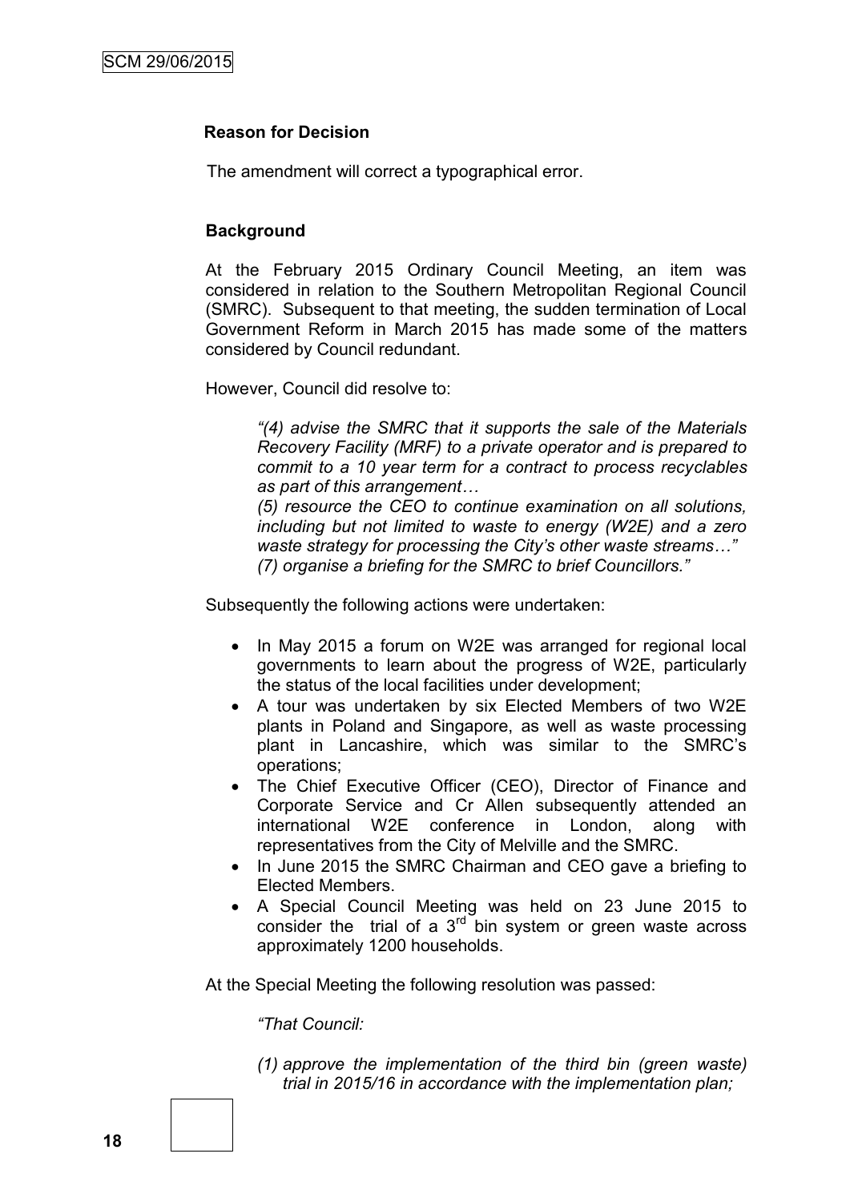**Reason for Decision**

The amendment will correct a typographical error.

**Background**

At the February 2015 Ordinary Council Meeting, an item was considered in relation to the Southern Metropolitan Regional Council (SMRC). Subsequent to that meeting, the sudden termination of Local Government Reform in March 2015 has made some of the matters considered by Council redundant.

However, Council did resolve to:

> *"(4) advise the SMRC that it supports the sale of the Materials Recovery Facility (MRF) to a private operator and is prepared to commit to a 10 year term for a contract to process recyclables as part of this arrangement…*
>
> *(5) resource the CEO to continue examination on all solutions, including but not limited to waste to energy (W2E) and a zero waste strategy for processing the City's other waste streams…"*
>
> *(7) organise a briefing for the SMRC to brief Councillors."*

Subsequently the following actions were undertaken:

- In May 2015 a forum on W2E was arranged for regional local governments to learn about the progress of W2E, particularly the status of the local facilities under development;
- A tour was undertaken by six Elected Members of two W2E plants in Poland and Singapore, as well as waste processing plant in Lancashire, which was similar to the SMRC's operations;
- The Chief Executive Officer (CEO), Director of Finance and Corporate Service and Cr Allen subsequently attended an international W2E conference in London, along with representatives from the City of Melville and the SMRC.
- In June 2015 the SMRC Chairman and CEO gave a briefing to Elected Members.
- A Special Council Meeting was held on 23 June 2015 to consider the trial of a 3rd bin system or green waste across approximately 1200 households.

At the Special Meeting the following resolution was passed:

> *"That Council:*
>
> *(1) approve the implementation of the third bin (green waste) trial in 2015/16 in accordance with the implementation plan;*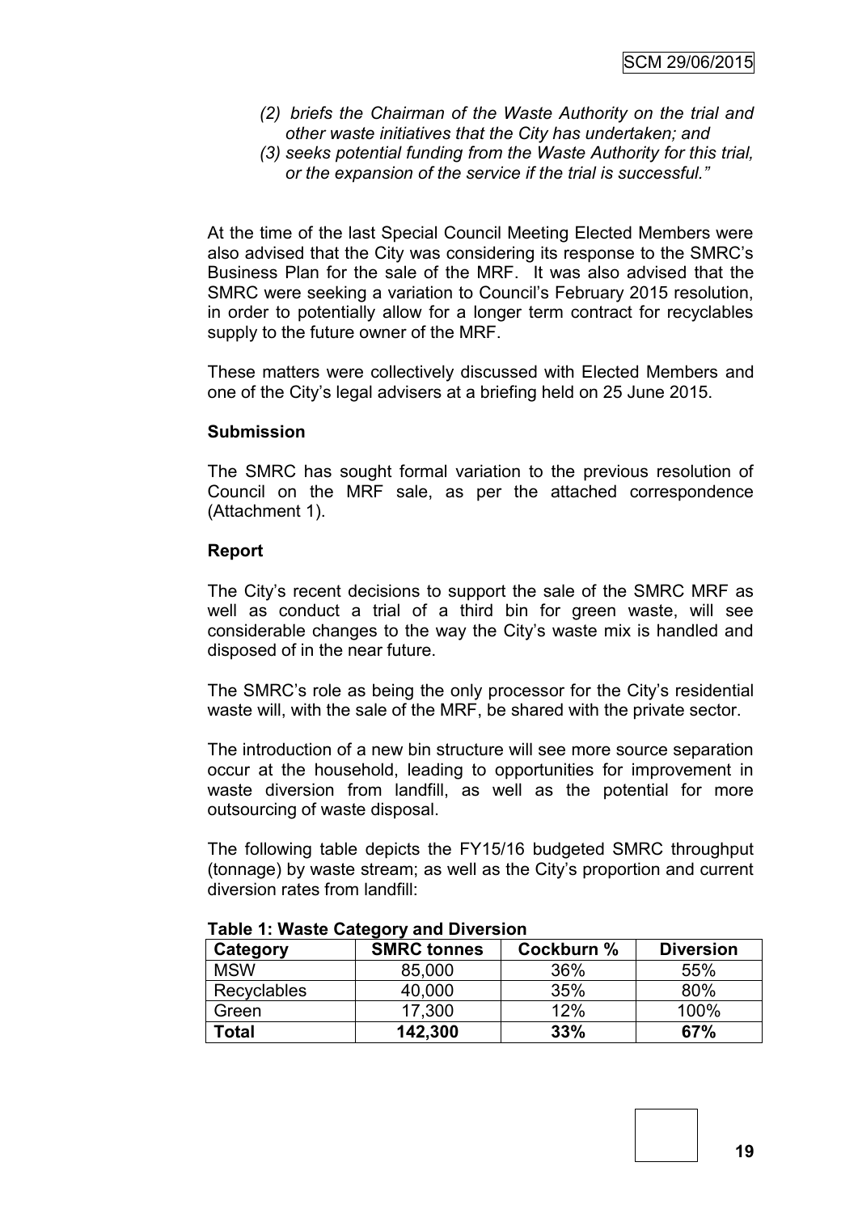*(2) briefs the Chairman of the Waste Authority on the trial and other waste initiatives that the City has undertaken; and*

*(3) seeks potential funding from the Waste Authority for this trial, or the expansion of the service if the trial is successful."*

At the time of the last Special Council Meeting Elected Members were also advised that the City was considering its response to the SMRC's Business Plan for the sale of the MRF. It was also advised that the SMRC were seeking a variation to Council's February 2015 resolution, in order to potentially allow for a longer term contract for recyclables supply to the future owner of the MRF.

These matters were collectively discussed with Elected Members and one of the City's legal advisers at a briefing held on 25 June 2015.

**Submission**

The SMRC has sought formal variation to the previous resolution of Council on the MRF sale, as per the attached correspondence (Attachment 1).

**Report**

The City's recent decisions to support the sale of the SMRC MRF as well as conduct a trial of a third bin for green waste, will see considerable changes to the way the City's waste mix is handled and disposed of in the near future.

The SMRC's role as being the only processor for the City's residential waste will, with the sale of the MRF, be shared with the private sector.

The introduction of a new bin structure will see more source separation occur at the household, leading to opportunities for improvement in waste diversion from landfill, as well as the potential for more outsourcing of waste disposal.

The following table depicts the FY15/16 budgeted SMRC throughput (tonnage) by waste stream; as well as the City's proportion and current diversion rates from landfill:

**Table 1: Waste Category and Diversion**

| Category | SMRC tonnes | Cockburn % | Diversion |
|---|---|---|---|
| MSW | 85,000 | 36% | 55% |
| Recyclables | 40,000 | 35% | 80% |
| Green | 17,300 | 12% | 100% |
| **Total** | **142,300** | **33%** | **67%** |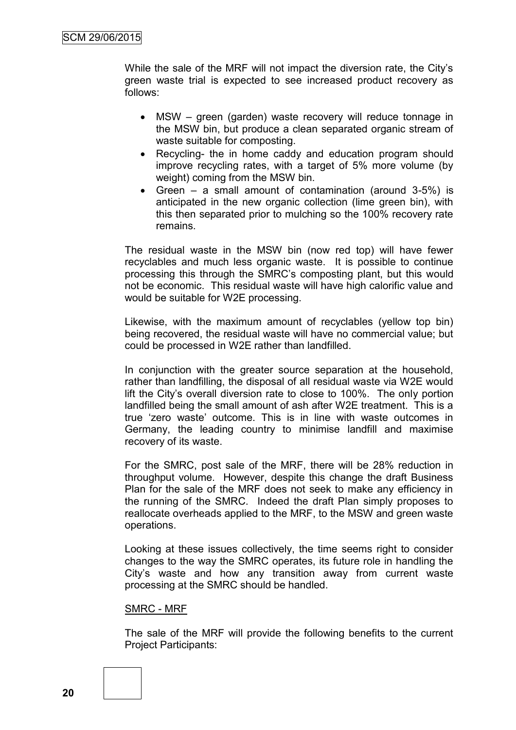While the sale of the MRF will not impact the diversion rate, the City's green waste trial is expected to see increased product recovery as follows:

- MSW – green (garden) waste recovery will reduce tonnage in the MSW bin, but produce a clean separated organic stream of waste suitable for composting.
- Recycling- the in home caddy and education program should improve recycling rates, with a target of 5% more volume (by weight) coming from the MSW bin.
- Green – a small amount of contamination (around 3-5%) is anticipated in the new organic collection (lime green bin), with this then separated prior to mulching so the 100% recovery rate remains.

The residual waste in the MSW bin (now red top) will have fewer recyclables and much less organic waste. It is possible to continue processing this through the SMRC's composting plant, but this would not be economic. This residual waste will have high calorific value and would be suitable for W2E processing.

Likewise, with the maximum amount of recyclables (yellow top bin) being recovered, the residual waste will have no commercial value; but could be processed in W2E rather than landfilled.

In conjunction with the greater source separation at the household, rather than landfilling, the disposal of all residual waste via W2E would lift the City's overall diversion rate to close to 100%. The only portion landfilled being the small amount of ash after W2E treatment. This is a true 'zero waste' outcome. This is in line with waste outcomes in Germany, the leading country to minimise landfill and maximise recovery of its waste.

For the SMRC, post sale of the MRF, there will be 28% reduction in throughput volume. However, despite this change the draft Business Plan for the sale of the MRF does not seek to make any efficiency in the running of the SMRC. Indeed the draft Plan simply proposes to reallocate overheads applied to the MRF, to the MSW and green waste operations.

Looking at these issues collectively, the time seems right to consider changes to the way the SMRC operates, its future role in handling the City's waste and how any transition away from current waste processing at the SMRC should be handled.

SMRC - MRF

The sale of the MRF will provide the following benefits to the current Project Participants: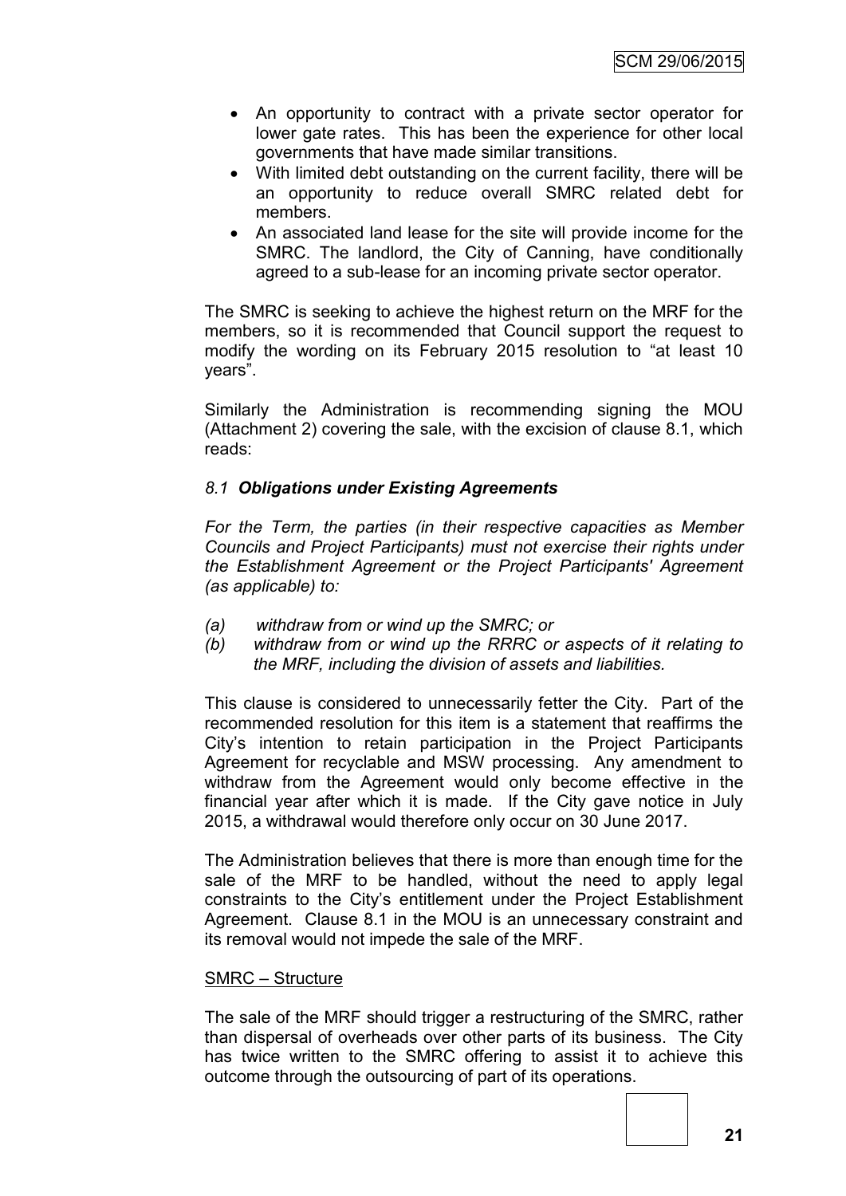- An opportunity to contract with a private sector operator for lower gate rates. This has been the experience for other local governments that have made similar transitions.
- With limited debt outstanding on the current facility, there will be an opportunity to reduce overall SMRC related debt for members.
- An associated land lease for the site will provide income for the SMRC. The landlord, the City of Canning, have conditionally agreed to a sub-lease for an incoming private sector operator.

The SMRC is seeking to achieve the highest return on the MRF for the members, so it is recommended that Council support the request to modify the wording on its February 2015 resolution to "at least 10 years".

Similarly the Administration is recommending signing the MOU (Attachment 2) covering the sale, with the excision of clause 8.1, which reads:

*8.1* ***Obligations under Existing Agreements***

*For the Term, the parties (in their respective capacities as Member Councils and Project Participants) must not exercise their rights under the Establishment Agreement or the Project Participants' Agreement (as applicable) to:*

*(a) withdraw from or wind up the SMRC; or*
*(b) withdraw from or wind up the RRRC or aspects of it relating to the MRF, including the division of assets and liabilities.*

This clause is considered to unnecessarily fetter the City. Part of the recommended resolution for this item is a statement that reaffirms the City's intention to retain participation in the Project Participants Agreement for recyclable and MSW processing. Any amendment to withdraw from the Agreement would only become effective in the financial year after which it is made. If the City gave notice in July 2015, a withdrawal would therefore only occur on 30 June 2017.

The Administration believes that there is more than enough time for the sale of the MRF to be handled, without the need to apply legal constraints to the City's entitlement under the Project Establishment Agreement. Clause 8.1 in the MOU is an unnecessary constraint and its removal would not impede the sale of the MRF.

<u>SMRC – Structure</u>

The sale of the MRF should trigger a restructuring of the SMRC, rather than dispersal of overheads over other parts of its business. The City has twice written to the SMRC offering to assist it to achieve this outcome through the outsourcing of part of its operations.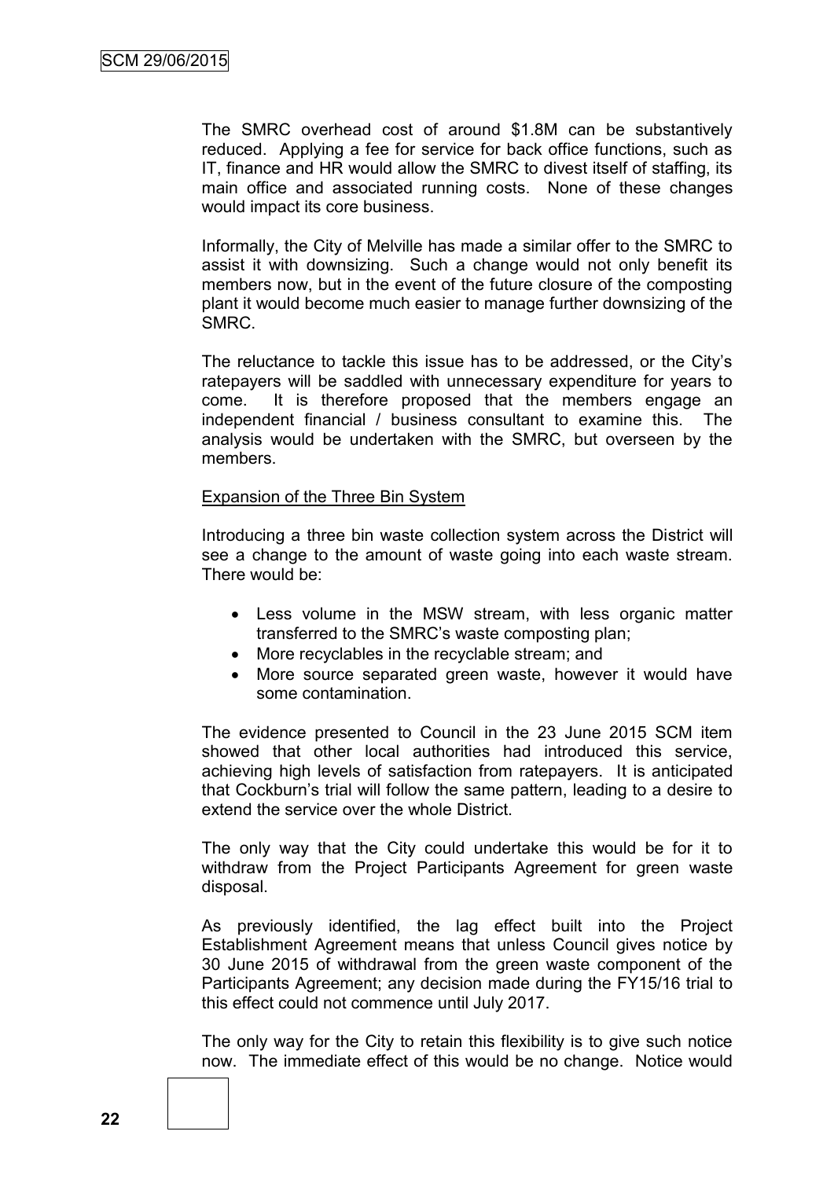The SMRC overhead cost of around $1.8M can be substantively reduced. Applying a fee for service for back office functions, such as IT, finance and HR would allow the SMRC to divest itself of staffing, its main office and associated running costs. None of these changes would impact its core business.

Informally, the City of Melville has made a similar offer to the SMRC to assist it with downsizing. Such a change would not only benefit its members now, but in the event of the future closure of the composting plant it would become much easier to manage further downsizing of the SMRC.

The reluctance to tackle this issue has to be addressed, or the City's ratepayers will be saddled with unnecessary expenditure for years to come. It is therefore proposed that the members engage an independent financial / business consultant to examine this. The analysis would be undertaken with the SMRC, but overseen by the members.

Expansion of the Three Bin System

Introducing a three bin waste collection system across the District will see a change to the amount of waste going into each waste stream. There would be:

- Less volume in the MSW stream, with less organic matter transferred to the SMRC's waste composting plan;
- More recyclables in the recyclable stream; and
- More source separated green waste, however it would have some contamination.

The evidence presented to Council in the 23 June 2015 SCM item showed that other local authorities had introduced this service, achieving high levels of satisfaction from ratepayers. It is anticipated that Cockburn's trial will follow the same pattern, leading to a desire to extend the service over the whole District.

The only way that the City could undertake this would be for it to withdraw from the Project Participants Agreement for green waste disposal.

As previously identified, the lag effect built into the Project Establishment Agreement means that unless Council gives notice by 30 June 2015 of withdrawal from the green waste component of the Participants Agreement; any decision made during the FY15/16 trial to this effect could not commence until July 2017.

The only way for the City to retain this flexibility is to give such notice now. The immediate effect of this would be no change. Notice would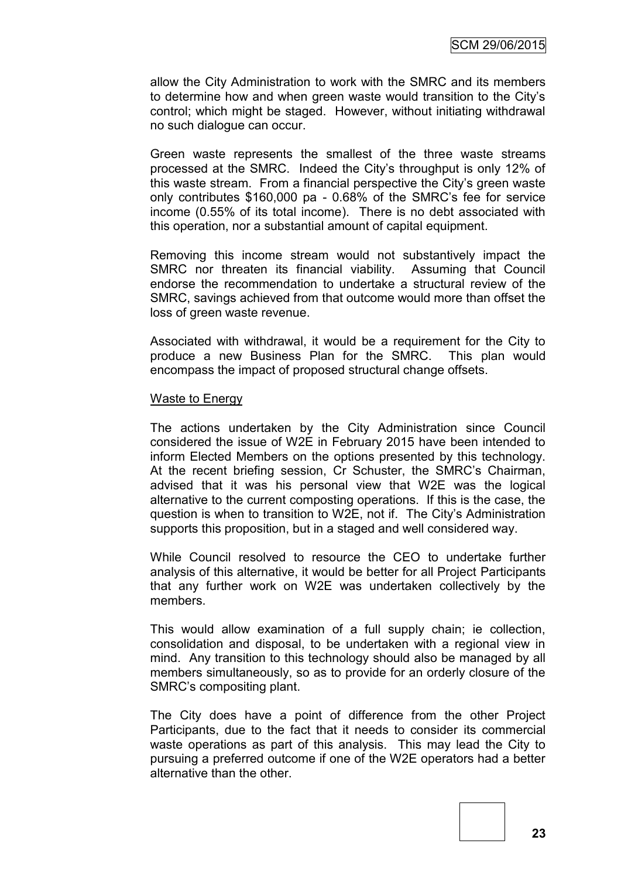allow the City Administration to work with the SMRC and its members to determine how and when green waste would transition to the City's control; which might be staged. However, without initiating withdrawal no such dialogue can occur.

Green waste represents the smallest of the three waste streams processed at the SMRC. Indeed the City's throughput is only 12% of this waste stream. From a financial perspective the City's green waste only contributes $160,000 pa - 0.68% of the SMRC's fee for service income (0.55% of its total income). There is no debt associated with this operation, nor a substantial amount of capital equipment.

Removing this income stream would not substantively impact the SMRC nor threaten its financial viability. Assuming that Council endorse the recommendation to undertake a structural review of the SMRC, savings achieved from that outcome would more than offset the loss of green waste revenue.

Associated with withdrawal, it would be a requirement for the City to produce a new Business Plan for the SMRC. This plan would encompass the impact of proposed structural change offsets.

<u>Waste to Energy</u>

The actions undertaken by the City Administration since Council considered the issue of W2E in February 2015 have been intended to inform Elected Members on the options presented by this technology. At the recent briefing session, Cr Schuster, the SMRC's Chairman, advised that it was his personal view that W2E was the logical alternative to the current composting operations. If this is the case, the question is when to transition to W2E, not if. The City's Administration supports this proposition, but in a staged and well considered way.

While Council resolved to resource the CEO to undertake further analysis of this alternative, it would be better for all Project Participants that any further work on W2E was undertaken collectively by the members.

This would allow examination of a full supply chain; ie collection, consolidation and disposal, to be undertaken with a regional view in mind. Any transition to this technology should also be managed by all members simultaneously, so as to provide for an orderly closure of the SMRC's compositing plant.

The City does have a point of difference from the other Project Participants, due to the fact that it needs to consider its commercial waste operations as part of this analysis. This may lead the City to pursuing a preferred outcome if one of the W2E operators had a better alternative than the other.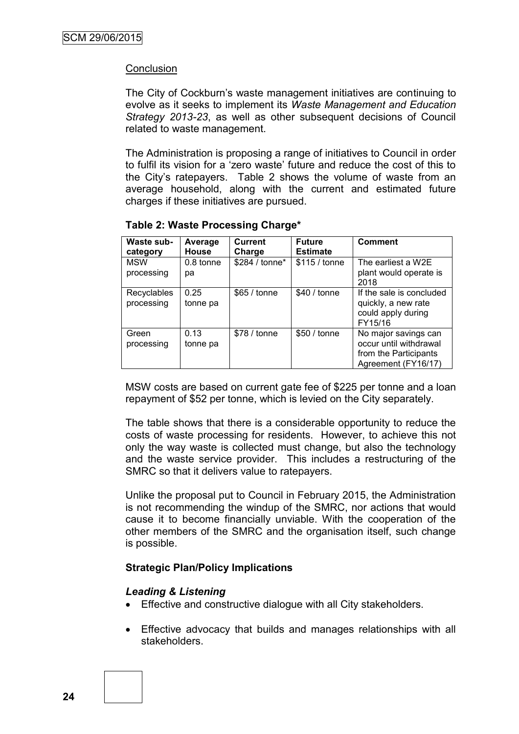Conclusion

The City of Cockburn's waste management initiatives are continuing to evolve as it seeks to implement its *Waste Management and Education Strategy 2013-23*, as well as other subsequent decisions of Council related to waste management.

The Administration is proposing a range of initiatives to Council in order to fulfil its vision for a 'zero waste' future and reduce the cost of this to the City's ratepayers. Table 2 shows the volume of waste from an average household, along with the current and estimated future charges if these initiatives are pursued.

**Table 2: Waste Processing Charge***

| Waste sub-category | Average House | Current Charge | Future Estimate | Comment |
|---|---|---|---|---|
| MSW processing | 0.8 tonne pa | $284 / tonne* | $115 / tonne | The earliest a W2E plant would operate is 2018 |
| Recyclables processing | 0.25 tonne pa | $65 / tonne | $40 / tonne | If the sale is concluded quickly, a new rate could apply during FY15/16 |
| Green processing | 0.13 tonne pa | $78 / tonne | $50 / tonne | No major savings can occur until withdrawal from the Participants Agreement (FY16/17) |

MSW costs are based on current gate fee of $225 per tonne and a loan repayment of $52 per tonne, which is levied on the City separately.

The table shows that there is a considerable opportunity to reduce the costs of waste processing for residents. However, to achieve this not only the way waste is collected must change, but also the technology and the waste service provider. This includes a restructuring of the SMRC so that it delivers value to ratepayers.

Unlike the proposal put to Council in February 2015, the Administration is not recommending the windup of the SMRC, nor actions that would cause it to become financially unviable. With the cooperation of the other members of the SMRC and the organisation itself, such change is possible.

**Strategic Plan/Policy Implications**

***Leading & Listening***

- Effective and constructive dialogue with all City stakeholders.
- Effective advocacy that builds and manages relationships with all stakeholders.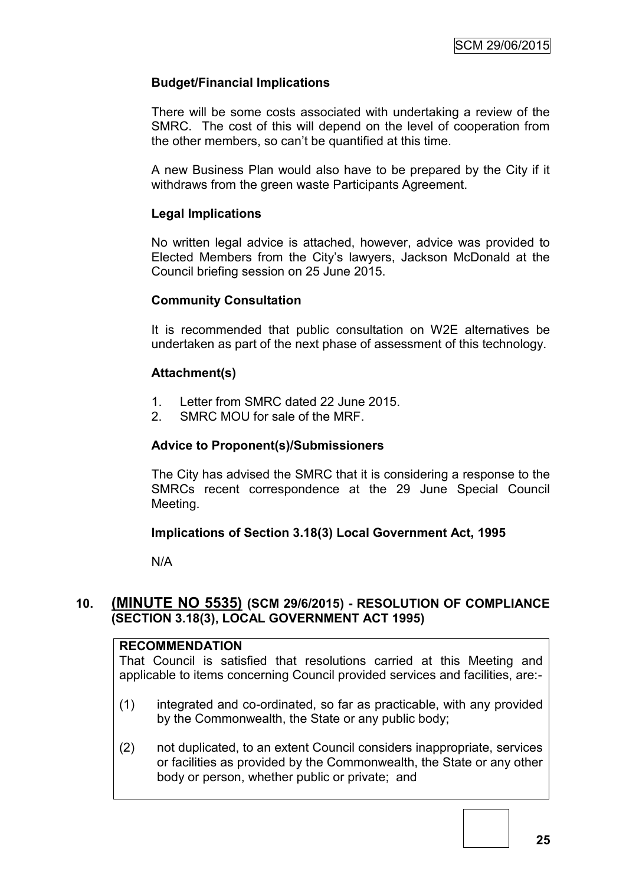### Budget/Financial Implications

There will be some costs associated with undertaking a review of the SMRC. The cost of this will depend on the level of cooperation from the other members, so can't be quantified at this time.

A new Business Plan would also have to be prepared by the City if it withdraws from the green waste Participants Agreement.

### Legal Implications

No written legal advice is attached, however, advice was provided to Elected Members from the City's lawyers, Jackson McDonald at the Council briefing session on 25 June 2015.

### Community Consultation

It is recommended that public consultation on W2E alternatives be undertaken as part of the next phase of assessment of this technology.

### Attachment(s)

1. Letter from SMRC dated 22 June 2015.
2. SMRC MOU for sale of the MRF.

### Advice to Proponent(s)/Submissioners

The City has advised the SMRC that it is considering a response to the SMRCs recent correspondence at the 29 June Special Council Meeting.

### Implications of Section 3.18(3) Local Government Act, 1995

N/A

## 10. (MINUTE NO 5535) (SCM 29/6/2015) - RESOLUTION OF COMPLIANCE (SECTION 3.18(3), LOCAL GOVERNMENT ACT 1995)

**RECOMMENDATION**

That Council is satisfied that resolutions carried at this Meeting and applicable to items concerning Council provided services and facilities, are:-

(1) integrated and co-ordinated, so far as practicable, with any provided by the Commonwealth, the State or any public body;

(2) not duplicated, to an extent Council considers inappropriate, services or facilities as provided by the Commonwealth, the State or any other body or person, whether public or private; and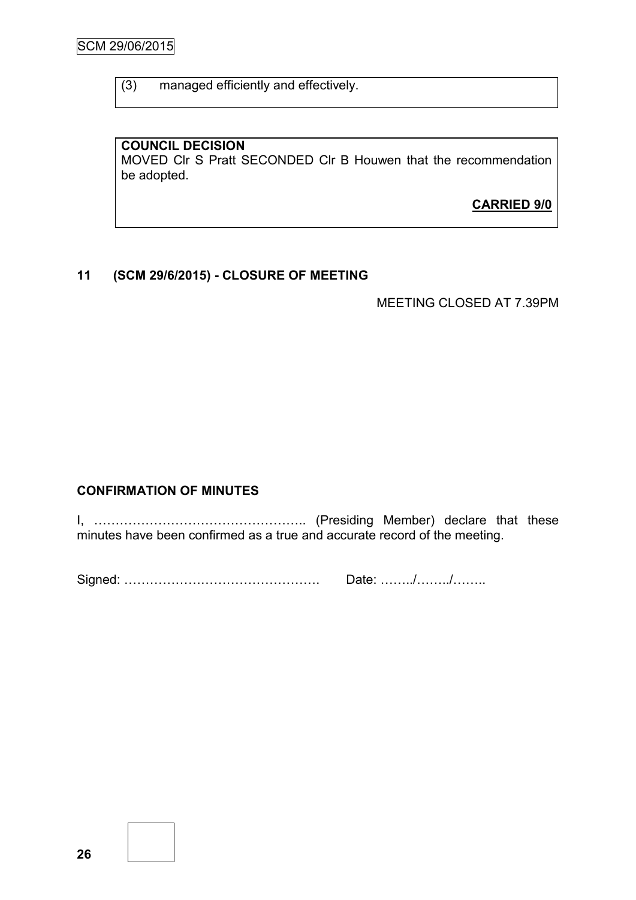(3) managed efficiently and effectively.

**COUNCIL DECISION**

MOVED Clr S Pratt SECONDED Clr B Houwen that the recommendation be adopted.

**CARRIED 9/0**

## 11 (SCM 29/6/2015) - CLOSURE OF MEETING

MEETING CLOSED AT 7.39PM

**CONFIRMATION OF MINUTES**

I, ………………………………………….. (Presiding Member) declare that these minutes have been confirmed as a true and accurate record of the meeting.

Signed: ………………………………………. Date: ……../……../……..